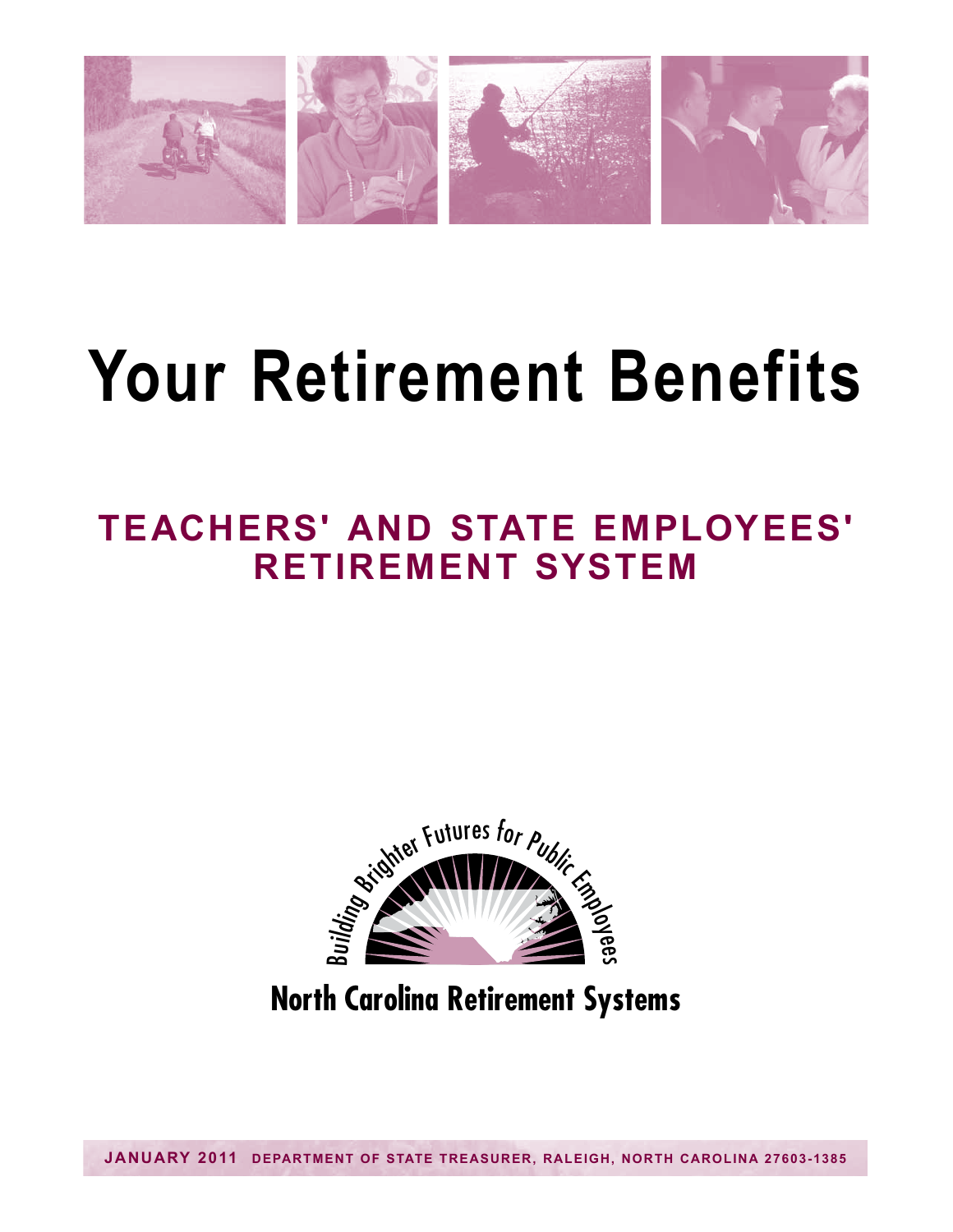# Your Retirement Benefits

## TEACHERS' AND STATE EMPLOYEES' RETIREMENT SYSTEM

Building Brighter Futures for Public Employees

**North Carolina Retirement Systems**

**JANUARY 2011** DEPARTMENT OF STATE TREASURER, RALEIGH, NORTH CAROLINA 27603-1385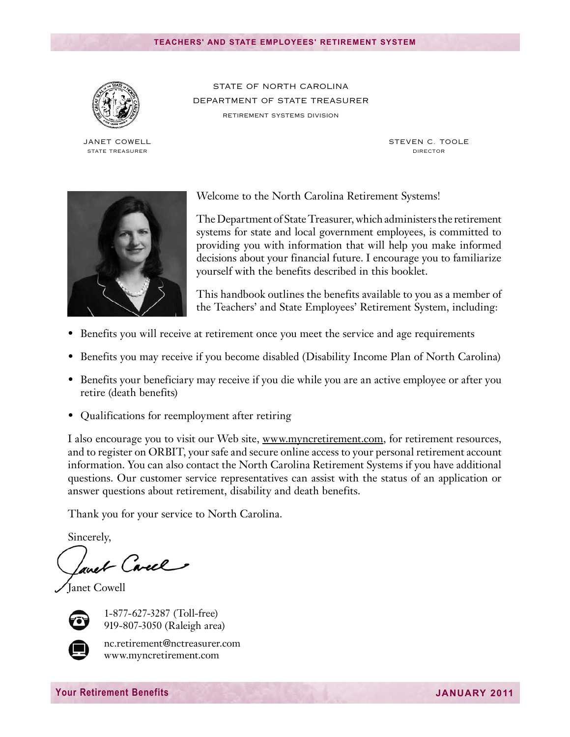STATE OF NORTH CAROLINA
DEPARTMENT OF STATE TREASURER
RETIREMENT SYSTEMS DIVISION

JANET COWELL
STATE TREASURER

STEVEN C. TOOLE
DIRECTOR

Welcome to the North Carolina Retirement Systems!

The Department of State Treasurer, which administers the retirement systems for state and local government employees, is committed to providing you with information that will help you make informed decisions about your financial future. I encourage you to familiarize yourself with the benefits described in this booklet.

This handbook outlines the benefits available to you as a member of the Teachers' and State Employees' Retirement System, including:

- Benefits you will receive at retirement once you meet the service and age requirements
- Benefits you may receive if you become disabled (Disability Income Plan of North Carolina)
- Benefits your beneficiary may receive if you die while you are an active employee or after you retire (death benefits)
- Qualifications for reemployment after retiring

I also encourage you to visit our Web site, www.myncretirement.com, for retirement resources, and to register on ORBIT, your safe and secure online access to your personal retirement account information. You can also contact the North Carolina Retirement Systems if you have additional questions. Our customer service representatives can assist with the status of an application or answer questions about retirement, disability and death benefits.

Thank you for your service to North Carolina.

Sincerely,

Janet Cowell

1-877-627-3287 (Toll-free)
919-807-3050 (Raleigh area)

nc.retirement@nctreasurer.com
www.myncretirement.com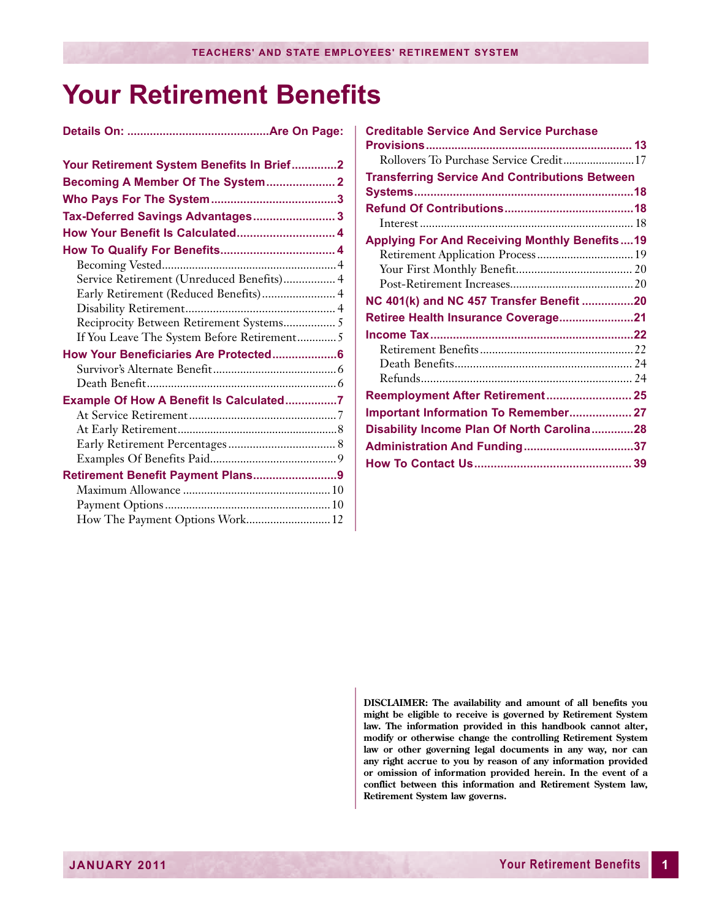# Your Retirement Benefits

| Details On: | Are On Page: |
|---|---|
| **Your Retirement System Benefits In Brief** | **2** |
| **Becoming A Member Of The System** | **2** |
| **Who Pays For The System** | **3** |
| **Tax-Deferred Savings Advantages** | **3** |
| **How Your Benefit Is Calculated** | **4** |
| **How To Qualify For Benefits** | **4** |
| Becoming Vested | 4 |
| Service Retirement (Unreduced Benefits) | 4 |
| Early Retirement (Reduced Benefits) | 4 |
| Disability Retirement | 4 |
| Reciprocity Between Retirement Systems | 5 |
| If You Leave The System Before Retirement | 5 |
| **How Your Beneficiaries Are Protected** | **6** |
| Survivor's Alternate Benefit | 6 |
| Death Benefit | 6 |
| **Example Of How A Benefit Is Calculated** | **7** |
| At Service Retirement | 7 |
| At Early Retirement | 8 |
| Early Retirement Percentages | 8 |
| Examples Of Benefits Paid | 9 |
| **Retirement Benefit Payment Plans** | **9** |
| Maximum Allowance | 10 |
| Payment Options | 10 |
| How The Payment Options Work | 12 |
| **Creditable Service And Service Purchase Provisions** | **13** |
| Rollovers To Purchase Service Credit | 17 |
| **Transferring Service And Contributions Between Systems** | **18** |
| **Refund Of Contributions** | **18** |
| Interest | 18 |
| **Applying For And Receiving Monthly Benefits** | **19** |
| Retirement Application Process | 19 |
| Your First Monthly Benefit | 20 |
| Post-Retirement Increases | 20 |
| **NC 401(k) and NC 457 Transfer Benefit** | **20** |
| **Retiree Health Insurance Coverage** | **21** |
| **Income Tax** | **22** |
| Retirement Benefits | 22 |
| Death Benefits | 24 |
| Refunds | 24 |
| **Reemployment After Retirement** | **25** |
| **Important Information To Remember** | **27** |
| **Disability Income Plan Of North Carolina** | **28** |
| **Administration And Funding** | **37** |
| **How To Contact Us** | **39** |

**DISCLAIMER: The availability and amount of all benefits you might be eligible to receive is governed by Retirement System law. The information provided in this handbook cannot alter, modify or otherwise change the controlling Retirement System law or other governing legal documents in any way, nor can any right accrue to you by reason of any information provided or omission of information provided herein. In the event of a conflict between this information and Retirement System law, Retirement System law governs.**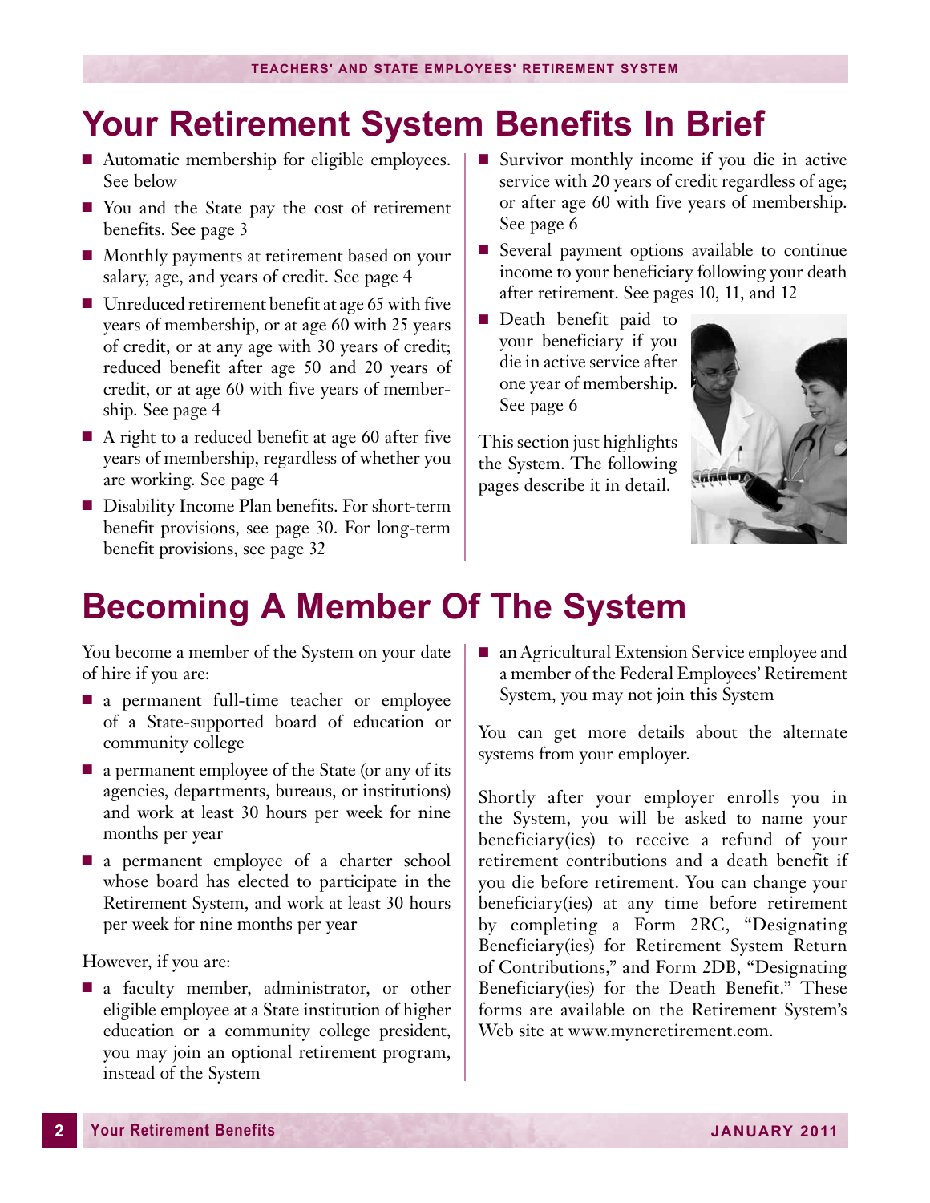# Your Retirement System Benefits In Brief

- Automatic membership for eligible employees. See below
- You and the State pay the cost of retirement benefits. See page 3
- Monthly payments at retirement based on your salary, age, and years of credit. See page 4
- Unreduced retirement benefit at age 65 with five years of membership, or at age 60 with 25 years of credit, or at any age with 30 years of credit; reduced benefit after age 50 and 20 years of credit, or at age 60 with five years of membership. See page 4
- A right to a reduced benefit at age 60 after five years of membership, regardless of whether you are working. See page 4
- Disability Income Plan benefits. For short-term benefit provisions, see page 30. For long-term benefit provisions, see page 32
- Survivor monthly income if you die in active service with 20 years of credit regardless of age; or after age 60 with five years of membership. See page 6
- Several payment options available to continue income to your beneficiary following your death after retirement. See pages 10, 11, and 12
- Death benefit paid to your beneficiary if you die in active service after one year of membership. See page 6

This section just highlights the System. The following pages describe it in detail.

# Becoming A Member Of The System

You become a member of the System on your date of hire if you are:

- a permanent full-time teacher or employee of a State-supported board of education or community college
- a permanent employee of the State (or any of its agencies, departments, bureaus, or institutions) and work at least 30 hours per week for nine months per year
- a permanent employee of a charter school whose board has elected to participate in the Retirement System, and work at least 30 hours per week for nine months per year

However, if you are:

- a faculty member, administrator, or other eligible employee at a State institution of higher education or a community college president, you may join an optional retirement program, instead of the System
- an Agricultural Extension Service employee and a member of the Federal Employees' Retirement System, you may not join this System

You can get more details about the alternate systems from your employer.

Shortly after your employer enrolls you in the System, you will be asked to name your beneficiary(ies) to receive a refund of your retirement contributions and a death benefit if you die before retirement. You can change your beneficiary(ies) at any time before retirement by completing a Form 2RC, "Designating Beneficiary(ies) for Retirement System Return of Contributions," and Form 2DB, "Designating Beneficiary(ies) for the Death Benefit." These forms are available on the Retirement System's Web site at www.myncretirement.com.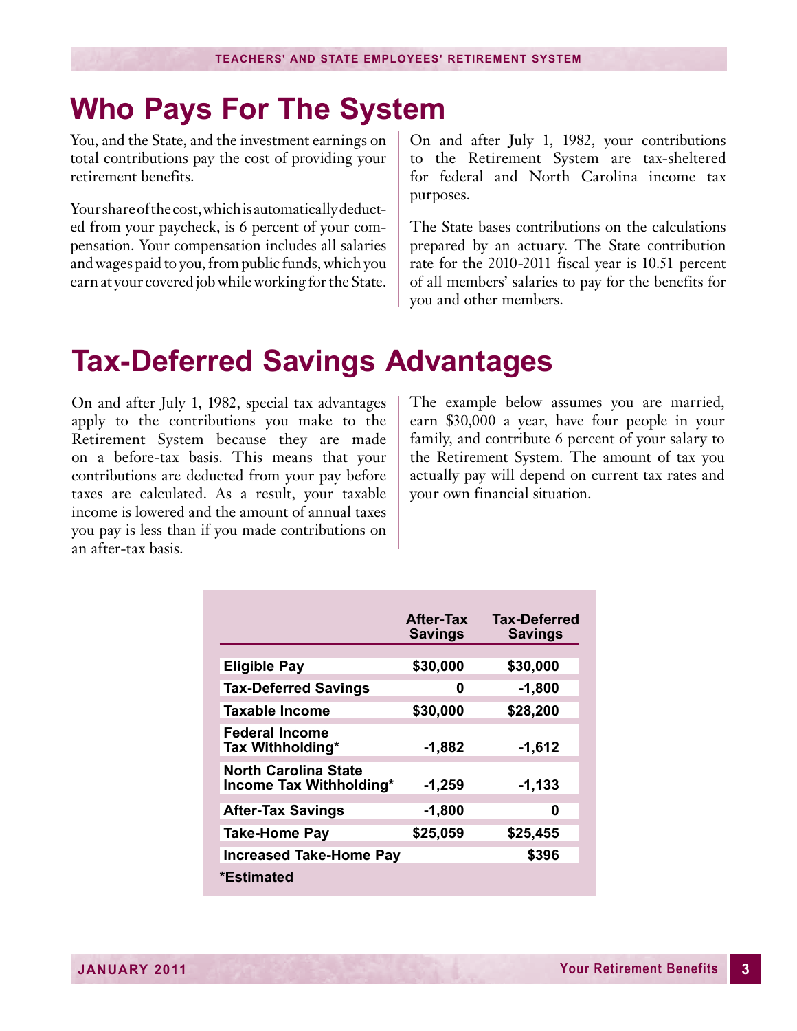# Who Pays For The System

You, and the State, and the investment earnings on total contributions pay the cost of providing your retirement benefits.

Your share of the cost, which is automatically deducted from your paycheck, is 6 percent of your compensation. Your compensation includes all salaries and wages paid to you, from public funds, which you earn at your covered job while working for the State.

On and after July 1, 1982, your contributions to the Retirement System are tax-sheltered for federal and North Carolina income tax purposes.

The State bases contributions on the calculations prepared by an actuary. The State contribution rate for the 2010-2011 fiscal year is 10.51 percent of all members' salaries to pay for the benefits for you and other members.

# Tax-Deferred Savings Advantages

On and after July 1, 1982, special tax advantages apply to the contributions you make to the Retirement System because they are made on a before-tax basis. This means that your contributions are deducted from your pay before taxes are calculated. As a result, your taxable income is lowered and the amount of annual taxes you pay is less than if you made contributions on an after-tax basis.

The example below assumes you are married, earn $30,000 a year, have four people in your family, and contribute 6 percent of your salary to the Retirement System. The amount of tax you actually pay will depend on current tax rates and your own financial situation.

| | After-Tax Savings | Tax-Deferred Savings |
|---|---|---|
| **Eligible Pay** | $30,000 | $30,000 |
| **Tax-Deferred Savings** | 0 | -1,800 |
| **Taxable Income** | $30,000 | $28,200 |
| **Federal Income Tax Withholding*** | -1,882 | -1,612 |
| **North Carolina State Income Tax Withholding*** | -1,259 | -1,133 |
| **After-Tax Savings** | -1,800 | 0 |
| **Take-Home Pay** | $25,059 | $25,455 |
| **Increased Take-Home Pay** | | $396 |

**\*Estimated**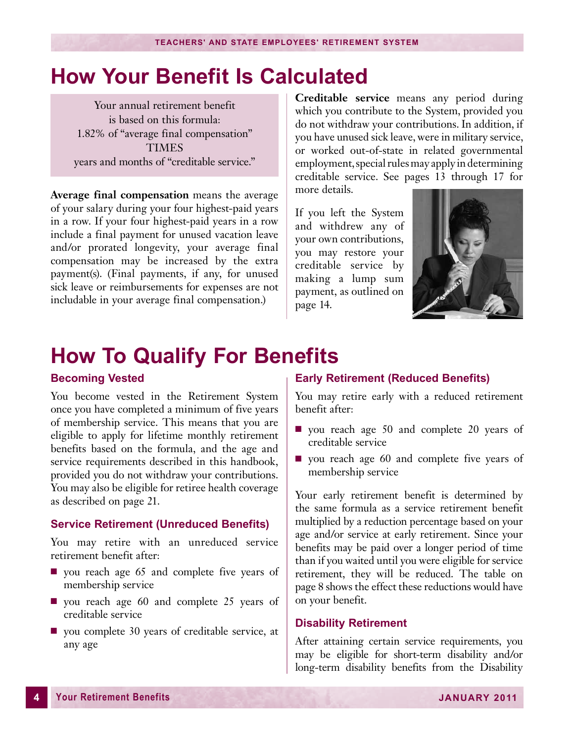# How Your Benefit Is Calculated

Your annual retirement benefit is based on this formula:
1.82% of "average final compensation"
TIMES
years and months of "creditable service."

**Average final compensation** means the average of your salary during your four highest-paid years in a row. If your four highest-paid years in a row include a final payment for unused vacation leave and/or prorated longevity, your average final compensation may be increased by the extra payment(s). (Final payments, if any, for unused sick leave or reimbursements for expenses are not includable in your average final compensation.)

**Creditable service** means any period during which you contribute to the System, provided you do not withdraw your contributions. In addition, if you have unused sick leave, were in military service, or worked out-of-state in related governmental employment, special rules may apply in determining creditable service. See pages 13 through 17 for more details.

If you left the System and withdrew any of your own contributions, you may restore your creditable service by making a lump sum payment, as outlined on page 14.

# How To Qualify For Benefits

### Becoming Vested

You become vested in the Retirement System once you have completed a minimum of five years of membership service. This means that you are eligible to apply for lifetime monthly retirement benefits based on the formula, and the age and service requirements described in this handbook, provided you do not withdraw your contributions. You may also be eligible for retiree health coverage as described on page 21.

### Service Retirement (Unreduced Benefits)

You may retire with an unreduced service retirement benefit after:

- you reach age 65 and complete five years of membership service
- you reach age 60 and complete 25 years of creditable service
- you complete 30 years of creditable service, at any age

### Early Retirement (Reduced Benefits)

You may retire early with a reduced retirement benefit after:

- you reach age 50 and complete 20 years of creditable service
- you reach age 60 and complete five years of membership service

Your early retirement benefit is determined by the same formula as a service retirement benefit multiplied by a reduction percentage based on your age and/or service at early retirement. Since your benefits may be paid over a longer period of time than if you waited until you were eligible for service retirement, they will be reduced. The table on page 8 shows the effect these reductions would have on your benefit.

### Disability Retirement

After attaining certain service requirements, you may be eligible for short-term disability and/or long-term disability benefits from the Disability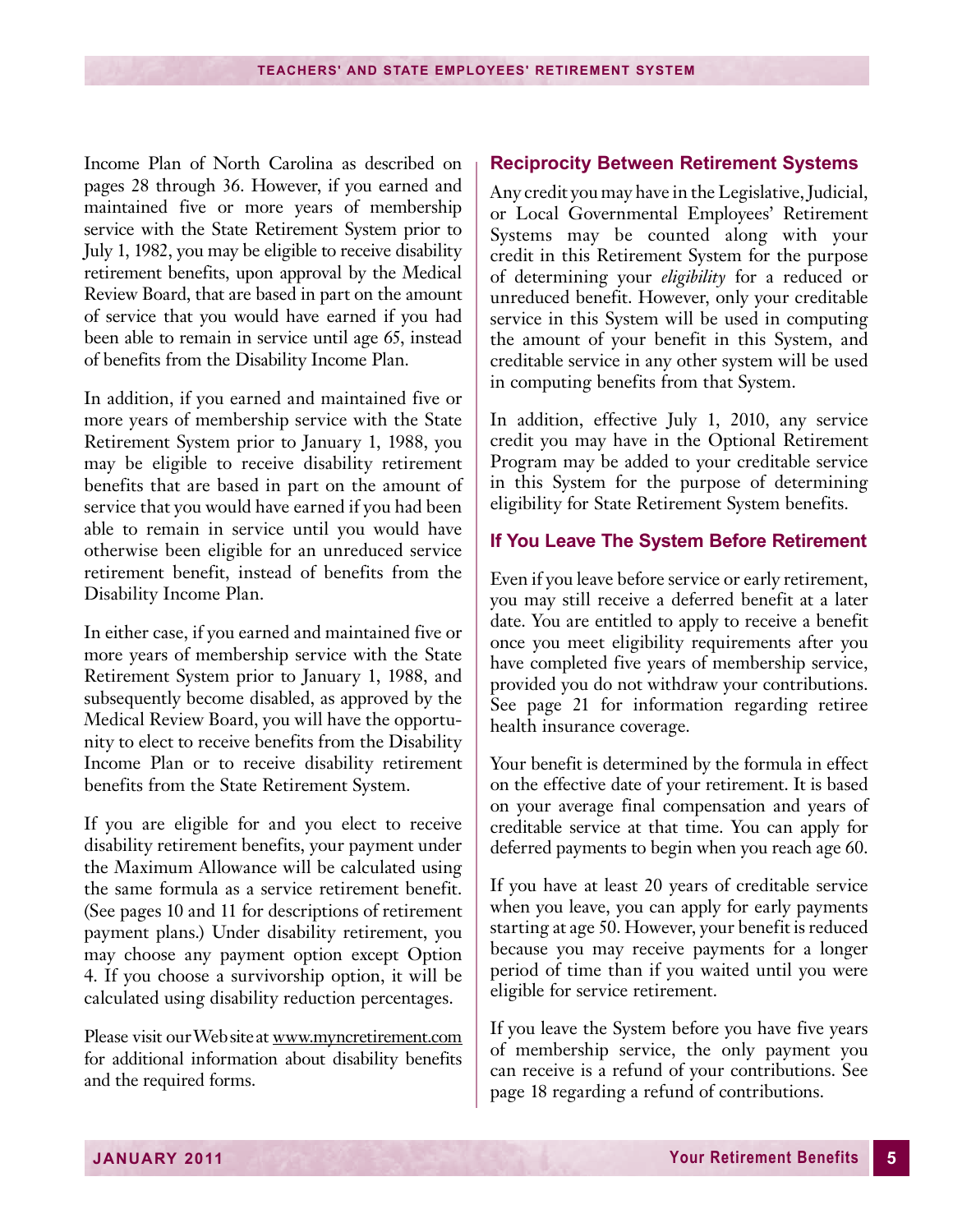Income Plan of North Carolina as described on pages 28 through 36. However, if you earned and maintained five or more years of membership service with the State Retirement System prior to July 1, 1982, you may be eligible to receive disability retirement benefits, upon approval by the Medical Review Board, that are based in part on the amount of service that you would have earned if you had been able to remain in service until age 65, instead of benefits from the Disability Income Plan.

In addition, if you earned and maintained five or more years of membership service with the State Retirement System prior to January 1, 1988, you may be eligible to receive disability retirement benefits that are based in part on the amount of service that you would have earned if you had been able to remain in service until you would have otherwise been eligible for an unreduced service retirement benefit, instead of benefits from the Disability Income Plan.

In either case, if you earned and maintained five or more years of membership service with the State Retirement System prior to January 1, 1988, and subsequently become disabled, as approved by the Medical Review Board, you will have the opportunity to elect to receive benefits from the Disability Income Plan or to receive disability retirement benefits from the State Retirement System.

If you are eligible for and you elect to receive disability retirement benefits, your payment under the Maximum Allowance will be calculated using the same formula as a service retirement benefit. (See pages 10 and 11 for descriptions of retirement payment plans.) Under disability retirement, you may choose any payment option except Option 4. If you choose a survivorship option, it will be calculated using disability reduction percentages.

Please visit our Web site at www.myncretirement.com for additional information about disability benefits and the required forms.

## Reciprocity Between Retirement Systems

Any credit you may have in the Legislative, Judicial, or Local Governmental Employees' Retirement Systems may be counted along with your credit in this Retirement System for the purpose of determining your *eligibility* for a reduced or unreduced benefit. However, only your creditable service in this System will be used in computing the amount of your benefit in this System, and creditable service in any other system will be used in computing benefits from that System.

In addition, effective July 1, 2010, any service credit you may have in the Optional Retirement Program may be added to your creditable service in this System for the purpose of determining eligibility for State Retirement System benefits.

## If You Leave The System Before Retirement

Even if you leave before service or early retirement, you may still receive a deferred benefit at a later date. You are entitled to apply to receive a benefit once you meet eligibility requirements after you have completed five years of membership service, provided you do not withdraw your contributions. See page 21 for information regarding retiree health insurance coverage.

Your benefit is determined by the formula in effect on the effective date of your retirement. It is based on your average final compensation and years of creditable service at that time. You can apply for deferred payments to begin when you reach age 60.

If you have at least 20 years of creditable service when you leave, you can apply for early payments starting at age 50. However, your benefit is reduced because you may receive payments for a longer period of time than if you waited until you were eligible for service retirement.

If you leave the System before you have five years of membership service, the only payment you can receive is a refund of your contributions. See page 18 regarding a refund of contributions.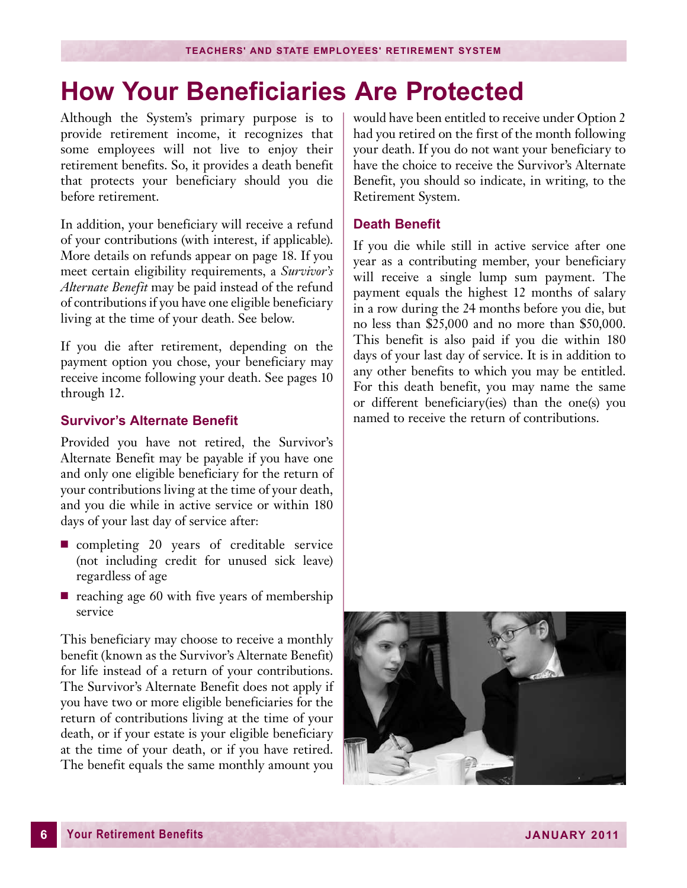# How Your Beneficiaries Are Protected

Although the System's primary purpose is to provide retirement income, it recognizes that some employees will not live to enjoy their retirement benefits. So, it provides a death benefit that protects your beneficiary should you die before retirement.

In addition, your beneficiary will receive a refund of your contributions (with interest, if applicable). More details on refunds appear on page 18. If you meet certain eligibility requirements, a *Survivor's Alternate Benefit* may be paid instead of the refund of contributions if you have one eligible beneficiary living at the time of your death. See below.

If you die after retirement, depending on the payment option you chose, your beneficiary may receive income following your death. See pages 10 through 12.

### Survivor's Alternate Benefit

Provided you have not retired, the Survivor's Alternate Benefit may be payable if you have one and only one eligible beneficiary for the return of your contributions living at the time of your death, and you die while in active service or within 180 days of your last day of service after:

- completing 20 years of creditable service (not including credit for unused sick leave) regardless of age
- reaching age 60 with five years of membership service

This beneficiary may choose to receive a monthly benefit (known as the Survivor's Alternate Benefit) for life instead of a return of your contributions. The Survivor's Alternate Benefit does not apply if you have two or more eligible beneficiaries for the return of contributions living at the time of your death, or if your estate is your eligible beneficiary at the time of your death, or if you have retired. The benefit equals the same monthly amount you would have been entitled to receive under Option 2 had you retired on the first of the month following your death. If you do not want your beneficiary to have the choice to receive the Survivor's Alternate Benefit, you should so indicate, in writing, to the Retirement System.

### Death Benefit

If you die while still in active service after one year as a contributing member, your beneficiary will receive a single lump sum payment. The payment equals the highest 12 months of salary in a row during the 24 months before you die, but no less than $25,000 and no more than $50,000. This benefit is also paid if you die within 180 days of your last day of service. It is in addition to any other benefits to which you may be entitled. For this death benefit, you may name the same or different beneficiary(ies) than the one(s) you named to receive the return of contributions.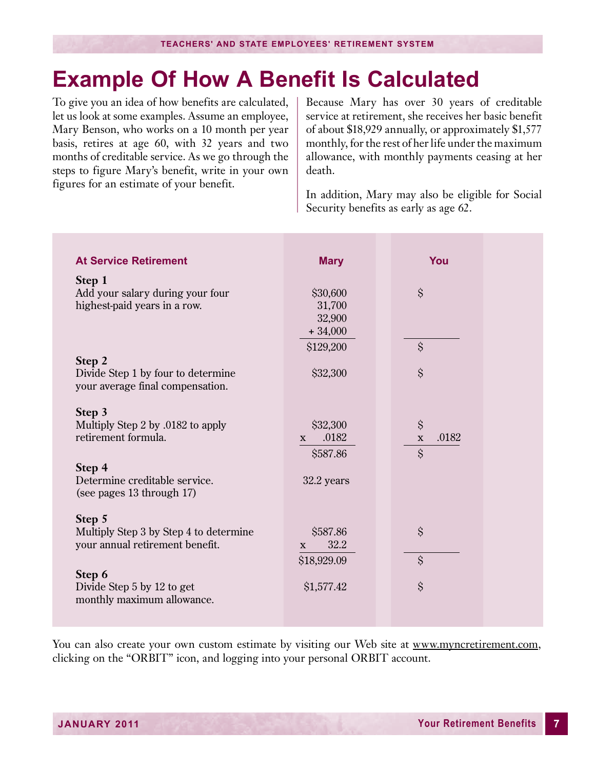# Example Of How A Benefit Is Calculated

To give you an idea of how benefits are calculated, let us look at some examples. Assume an employee, Mary Benson, who works on a 10 month per year basis, retires at age 60, with 32 years and two months of creditable service. As we go through the steps to figure Mary's benefit, write in your own figures for an estimate of your benefit.

Because Mary has over 30 years of creditable service at retirement, she receives her basic benefit of about $18,929 annually, or approximately $1,577 monthly, for the rest of her life under the maximum allowance, with monthly payments ceasing at her death.

In addition, Mary may also be eligible for Social Security benefits as early as age 62.

| At Service Retirement | Mary | You |
|---|---|---|
| **Step 1**<br>Add your salary during your four highest-paid years in a row. | $30,600<br>31,700<br>32,900<br>+ 34,000<br>$129,200 | $<br><br><br><br>$ |
| **Step 2**<br>Divide Step 1 by four to determine your average final compensation. | $32,300 | $ |
| **Step 3**<br>Multiply Step 2 by .0182 to apply retirement formula. | $32,300<br>x .0182<br>$587.86 | $<br>x .0182<br>$ |
| **Step 4**<br>Determine creditable service.<br>(see pages 13 through 17) | 32.2 years | |
| **Step 5**<br>Multiply Step 3 by Step 4 to determine your annual retirement benefit. | $587.86<br>x 32.2<br>$18,929.09 | $<br><br>$ |
| **Step 6**<br>Divide Step 5 by 12 to get monthly maximum allowance. | $1,577.42 | $ |

You can also create your own custom estimate by visiting our Web site at www.myncretirement.com, clicking on the "ORBIT" icon, and logging into your personal ORBIT account.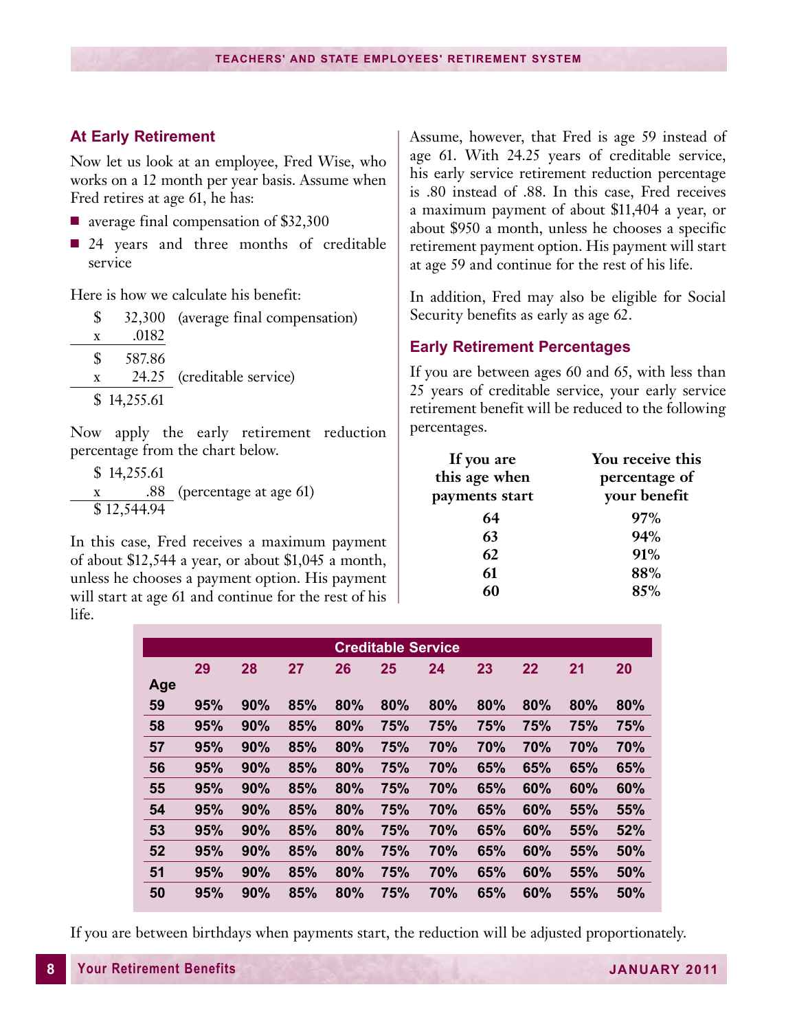## At Early Retirement

Now let us look at an employee, Fred Wise, who works on a 12 month per year basis. Assume when Fred retires at age 61, he has:

- average final compensation of $32,300
- 24 years and three months of creditable service

Here is how we calculate his benefit:

```
  $    32,300   (average final compensation)
  x     .0182
  $    587.86
  x     24.25   (creditable service)
  $ 14,255.61
```

Now apply the early retirement reduction percentage from the chart below.

```
  $ 14,255.61
  x       .88   (percentage at age 61)
  $ 12,544.94
```

In this case, Fred receives a maximum payment of about $12,544 a year, or about $1,045 a month, unless he chooses a payment option. His payment will start at age 61 and continue for the rest of his life.

Assume, however, that Fred is age 59 instead of age 61. With 24.25 years of creditable service, his early service retirement reduction percentage is .80 instead of .88. In this case, Fred receives a maximum payment of about $11,404 a year, or about $950 a month, unless he chooses a specific retirement payment option. His payment will start at age 59 and continue for the rest of his life.

In addition, Fred may also be eligible for Social Security benefits as early as age 62.

## Early Retirement Percentages

If you are between ages 60 and 65, with less than 25 years of creditable service, your early service retirement benefit will be reduced to the following percentages.

| If you are this age when payments start | You receive this percentage of your benefit |
|---|---|
| 64 | 97% |
| 63 | 94% |
| 62 | 91% |
| 61 | 88% |
| 60 | 85% |

| | Creditable Service | | | | | | | | | |
|---|---|---|---|---|---|---|---|---|---|---|
| Age | 29 | 28 | 27 | 26 | 25 | 24 | 23 | 22 | 21 | 20 |
| 59 | 95% | 90% | 85% | 80% | 80% | 80% | 80% | 80% | 80% | 80% |
| 58 | 95% | 90% | 85% | 80% | 75% | 75% | 75% | 75% | 75% | 75% |
| 57 | 95% | 90% | 85% | 80% | 75% | 70% | 70% | 70% | 70% | 70% |
| 56 | 95% | 90% | 85% | 80% | 75% | 70% | 65% | 65% | 65% | 65% |
| 55 | 95% | 90% | 85% | 80% | 75% | 70% | 65% | 60% | 60% | 60% |
| 54 | 95% | 90% | 85% | 80% | 75% | 70% | 65% | 60% | 55% | 55% |
| 53 | 95% | 90% | 85% | 80% | 75% | 70% | 65% | 60% | 55% | 52% |
| 52 | 95% | 90% | 85% | 80% | 75% | 70% | 65% | 60% | 55% | 50% |
| 51 | 95% | 90% | 85% | 80% | 75% | 70% | 65% | 60% | 55% | 50% |
| 50 | 95% | 90% | 85% | 80% | 75% | 70% | 65% | 60% | 55% | 50% |

If you are between birthdays when payments start, the reduction will be adjusted proportionately.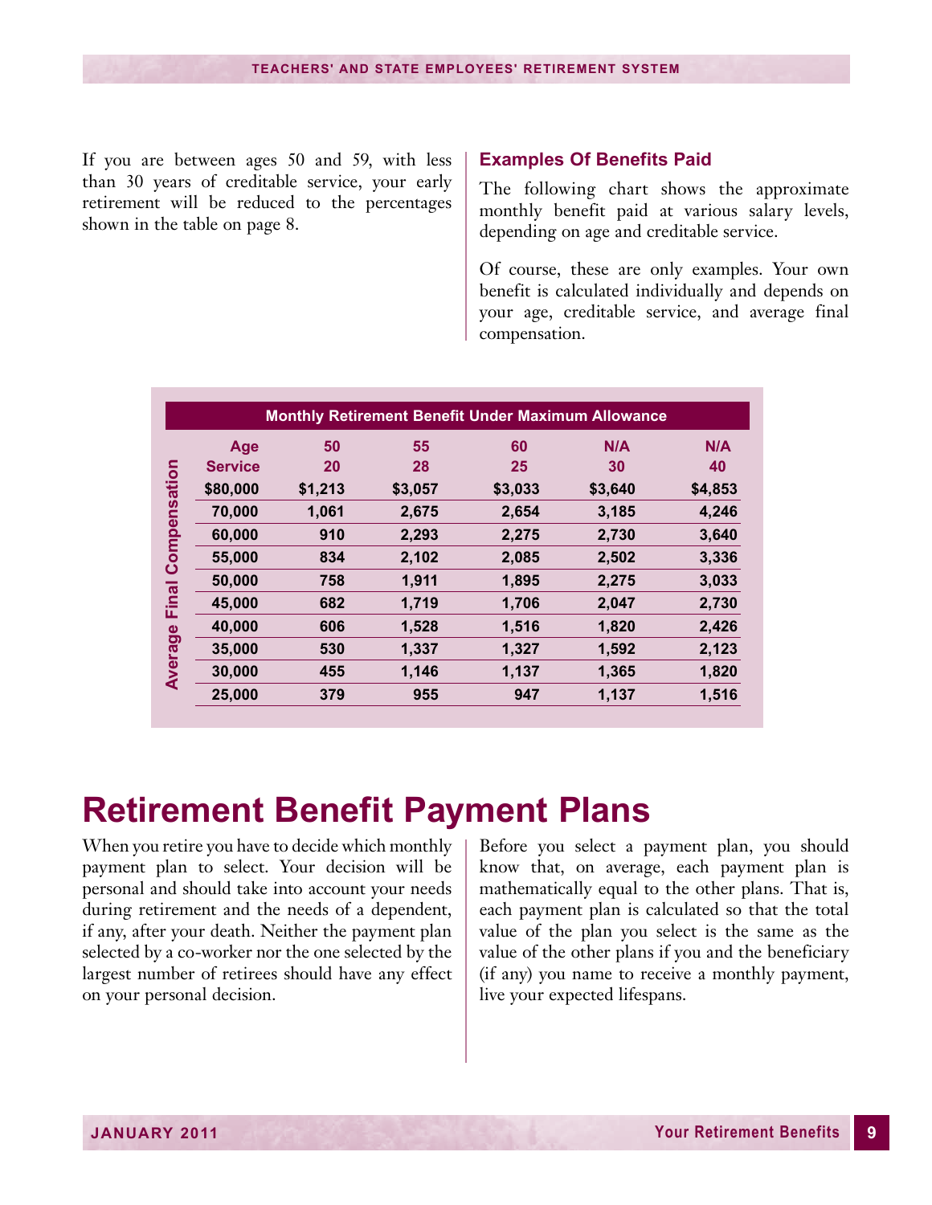If you are between ages 50 and 59, with less than 30 years of creditable service, your early retirement will be reduced to the percentages shown in the table on page 8.

### Examples Of Benefits Paid

The following chart shows the approximate monthly benefit paid at various salary levels, depending on age and creditable service.

Of course, these are only examples. Your own benefit is calculated individually and depends on your age, creditable service, and average final compensation.

**Monthly Retirement Benefit Under Maximum Allowance**

| Age | 50 | 55 | 60 | N/A | N/A |
|---|---|---|---|---|---|
| **Service** | **20** | **28** | **25** | **30** | **40** |
| $80,000 | $1,213 | $3,057 | $3,033 | $3,640 | $4,853 |
| 70,000 | 1,061 | 2,675 | 2,654 | 3,185 | 4,246 |
| 60,000 | 910 | 2,293 | 2,275 | 2,730 | 3,640 |
| 55,000 | 834 | 2,102 | 2,085 | 2,502 | 3,336 |
| 50,000 | 758 | 1,911 | 1,895 | 2,275 | 3,033 |
| 45,000 | 682 | 1,719 | 1,706 | 2,047 | 2,730 |
| 40,000 | 606 | 1,528 | 1,516 | 1,820 | 2,426 |
| 35,000 | 530 | 1,337 | 1,327 | 1,592 | 2,123 |
| 30,000 | 455 | 1,146 | 1,137 | 1,365 | 1,820 |
| 25,000 | 379 | 955 | 947 | 1,137 | 1,516 |

(Rows: Average Final Compensation)

# Retirement Benefit Payment Plans

When you retire you have to decide which monthly payment plan to select. Your decision will be personal and should take into account your needs during retirement and the needs of a dependent, if any, after your death. Neither the payment plan selected by a co-worker nor the one selected by the largest number of retirees should have any effect on your personal decision.

Before you select a payment plan, you should know that, on average, each payment plan is mathematically equal to the other plans. That is, each payment plan is calculated so that the total value of the plan you select is the same as the value of the other plans if you and the beneficiary (if any) you name to receive a monthly payment, live your expected lifespans.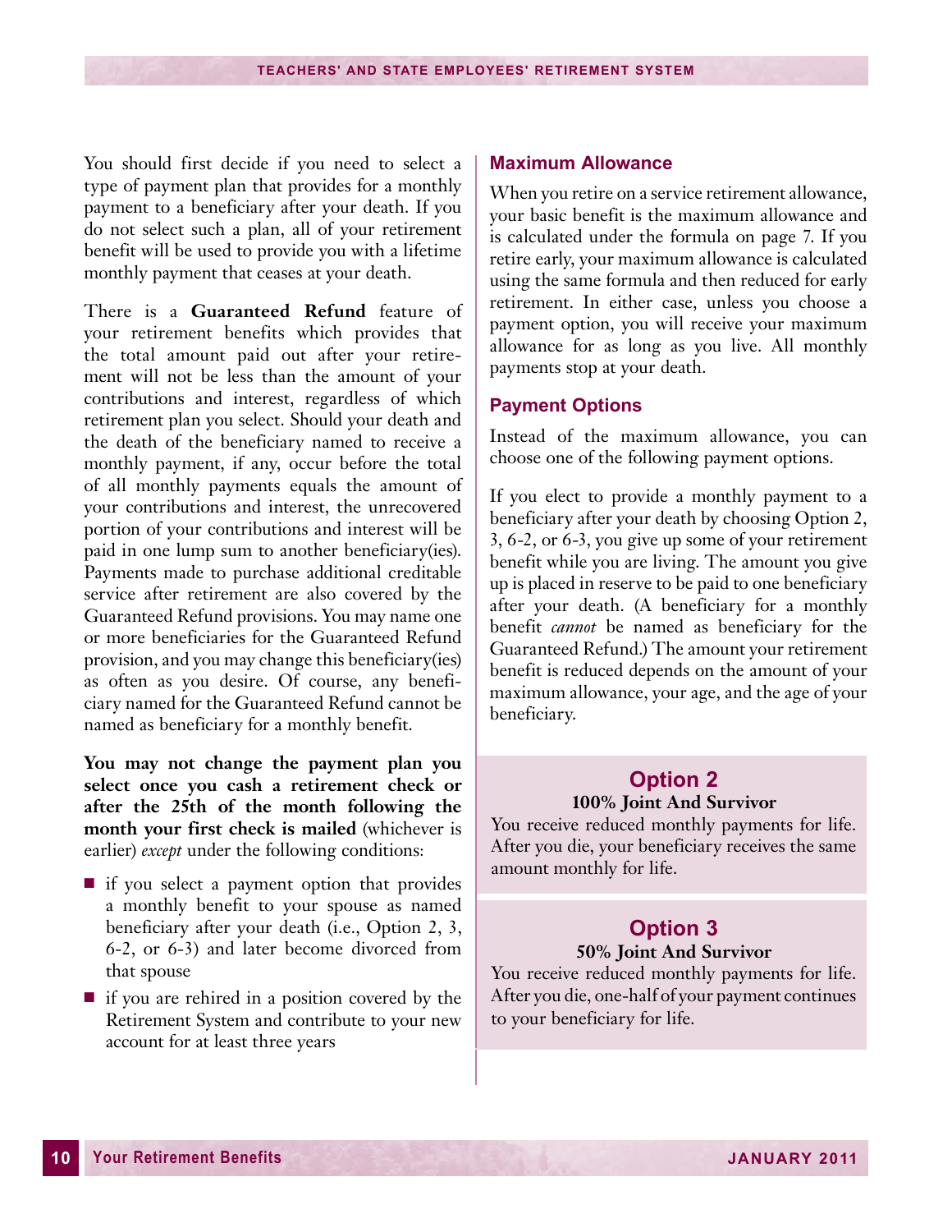You should first decide if you need to select a type of payment plan that provides for a monthly payment to a beneficiary after your death. If you do not select such a plan, all of your retirement benefit will be used to provide you with a lifetime monthly payment that ceases at your death.

There is a **Guaranteed Refund** feature of your retirement benefits which provides that the total amount paid out after your retirement will not be less than the amount of your contributions and interest, regardless of which retirement plan you select. Should your death and the death of the beneficiary named to receive a monthly payment, if any, occur before the total of all monthly payments equals the amount of your contributions and interest, the unrecovered portion of your contributions and interest will be paid in one lump sum to another beneficiary(ies). Payments made to purchase additional creditable service after retirement are also covered by the Guaranteed Refund provisions. You may name one or more beneficiaries for the Guaranteed Refund provision, and you may change this beneficiary(ies) as often as you desire. Of course, any beneficiary named for the Guaranteed Refund cannot be named as beneficiary for a monthly benefit.

**You may not change the payment plan you select once you cash a retirement check or after the 25th of the month following the month your first check is mailed** (whichever is earlier) *except* under the following conditions:

- if you select a payment option that provides a monthly benefit to your spouse as named beneficiary after your death (i.e., Option 2, 3, 6-2, or 6-3) and later become divorced from that spouse
- if you are rehired in a position covered by the Retirement System and contribute to your new account for at least three years

### Maximum Allowance

When you retire on a service retirement allowance, your basic benefit is the maximum allowance and is calculated under the formula on page 7. If you retire early, your maximum allowance is calculated using the same formula and then reduced for early retirement. In either case, unless you choose a payment option, you will receive your maximum allowance for as long as you live. All monthly payments stop at your death.

### Payment Options

Instead of the maximum allowance, you can choose one of the following payment options.

If you elect to provide a monthly payment to a beneficiary after your death by choosing Option 2, 3, 6-2, or 6-3, you give up some of your retirement benefit while you are living. The amount you give up is placed in reserve to be paid to one beneficiary after your death. (A beneficiary for a monthly benefit *cannot* be named as beneficiary for the Guaranteed Refund.) The amount your retirement benefit is reduced depends on the amount of your maximum allowance, your age, and the age of your beneficiary.

#### Option 2

**100% Joint And Survivor**

You receive reduced monthly payments for life. After you die, your beneficiary receives the same amount monthly for life.

#### Option 3

**50% Joint And Survivor**

You receive reduced monthly payments for life. After you die, one-half of your payment continues to your beneficiary for life.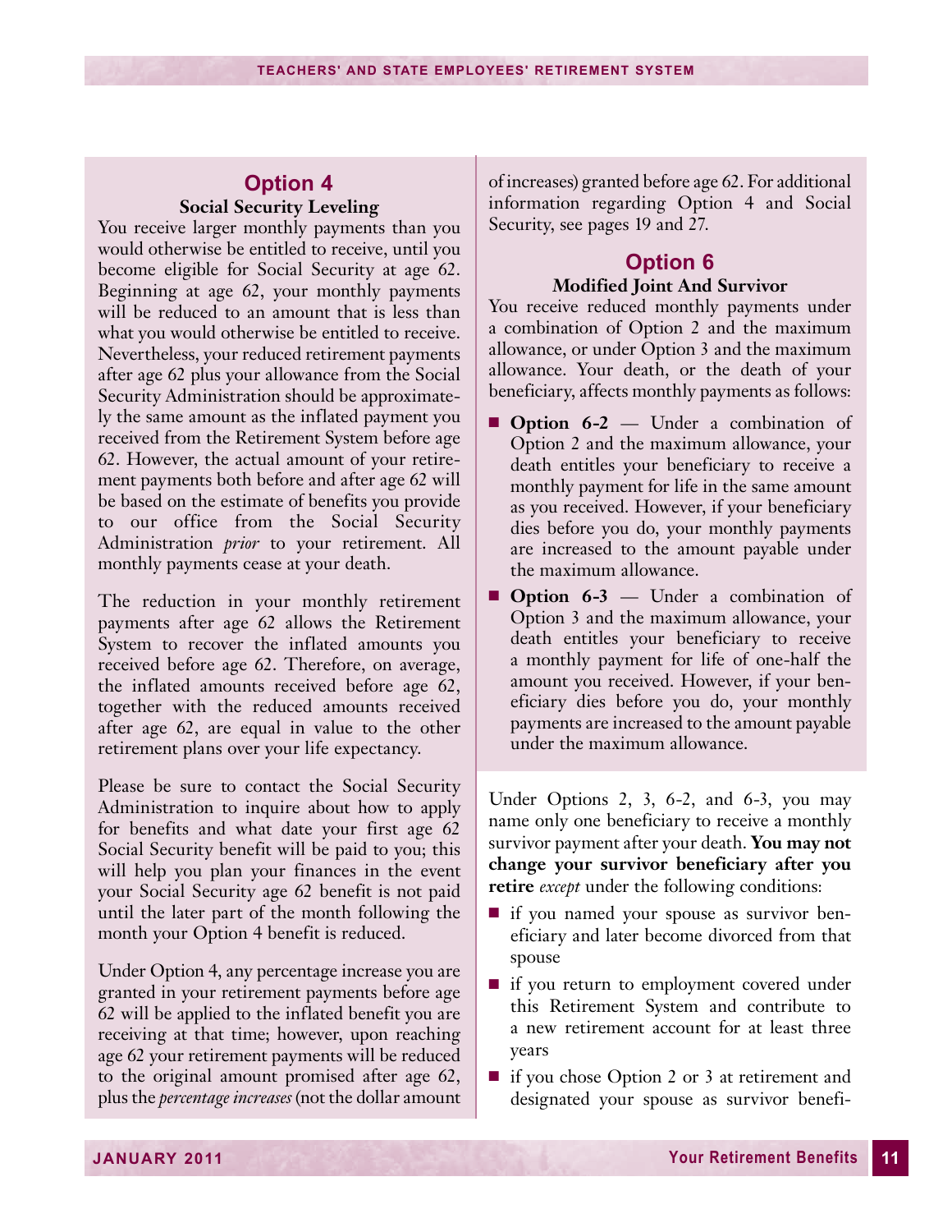## Option 4

### Social Security Leveling

You receive larger monthly payments than you would otherwise be entitled to receive, until you become eligible for Social Security at age 62. Beginning at age 62, your monthly payments will be reduced to an amount that is less than what you would otherwise be entitled to receive. Nevertheless, your reduced retirement payments after age 62 plus your allowance from the Social Security Administration should be approximately the same amount as the inflated payment you received from the Retirement System before age 62. However, the actual amount of your retirement payments both before and after age 62 will be based on the estimate of benefits you provide to our office from the Social Security Administration *prior* to your retirement. All monthly payments cease at your death.

The reduction in your monthly retirement payments after age 62 allows the Retirement System to recover the inflated amounts you received before age 62. Therefore, on average, the inflated amounts received before age 62, together with the reduced amounts received after age 62, are equal in value to the other retirement plans over your life expectancy.

Please be sure to contact the Social Security Administration to inquire about how to apply for benefits and what date your first age 62 Social Security benefit will be paid to you; this will help you plan your finances in the event your Social Security age 62 benefit is not paid until the later part of the month following the month your Option 4 benefit is reduced.

Under Option 4, any percentage increase you are granted in your retirement payments before age 62 will be applied to the inflated benefit you are receiving at that time; however, upon reaching age 62 your retirement payments will be reduced to the original amount promised after age 62, plus the *percentage increases* (not the dollar amount of increases) granted before age 62. For additional information regarding Option 4 and Social Security, see pages 19 and 27.

## Option 6

### Modified Joint And Survivor

You receive reduced monthly payments under a combination of Option 2 and the maximum allowance, or under Option 3 and the maximum allowance. Your death, or the death of your beneficiary, affects monthly payments as follows:

- **Option 6-2** — Under a combination of Option 2 and the maximum allowance, your death entitles your beneficiary to receive a monthly payment for life in the same amount as you received. However, if your beneficiary dies before you do, your monthly payments are increased to the amount payable under the maximum allowance.
- **Option 6-3** — Under a combination of Option 3 and the maximum allowance, your death entitles your beneficiary to receive a monthly payment for life of one-half the amount you received. However, if your beneficiary dies before you do, your monthly payments are increased to the amount payable under the maximum allowance.

Under Options 2, 3, 6-2, and 6-3, you may name only one beneficiary to receive a monthly survivor payment after your death. **You may not change your survivor beneficiary after you retire** *except* under the following conditions:

- if you named your spouse as survivor beneficiary and later become divorced from that spouse
- if you return to employment covered under this Retirement System and contribute to a new retirement account for at least three years
- if you chose Option 2 or 3 at retirement and designated your spouse as survivor benefi-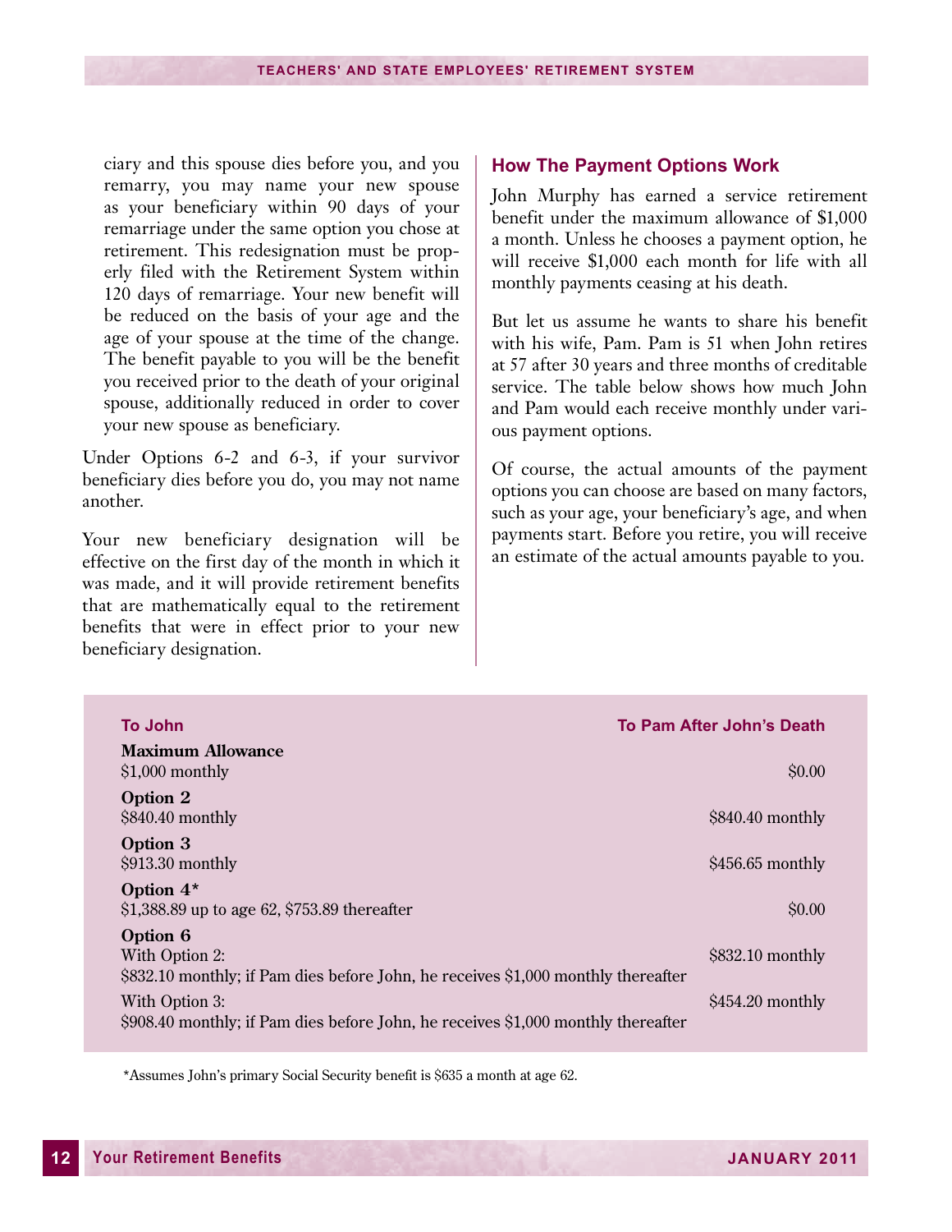ciary and this spouse dies before you, and you remarry, you may name your new spouse as your beneficiary within 90 days of your remarriage under the same option you chose at retirement. This redesignation must be properly filed with the Retirement System within 120 days of remarriage. Your new benefit will be reduced on the basis of your age and the age of your spouse at the time of the change. The benefit payable to you will be the benefit you received prior to the death of your original spouse, additionally reduced in order to cover your new spouse as beneficiary.

Under Options 6-2 and 6-3, if your survivor beneficiary dies before you do, you may not name another.

Your new beneficiary designation will be effective on the first day of the month in which it was made, and it will provide retirement benefits that are mathematically equal to the retirement benefits that were in effect prior to your new beneficiary designation.

## How The Payment Options Work

John Murphy has earned a service retirement benefit under the maximum allowance of $1,000 a month. Unless he chooses a payment option, he will receive $1,000 each month for life with all monthly payments ceasing at his death.

But let us assume he wants to share his benefit with his wife, Pam. Pam is 51 when John retires at 57 after 30 years and three months of creditable service. The table below shows how much John and Pam would each receive monthly under various payment options.

Of course, the actual amounts of the payment options you can choose are based on many factors, such as your age, your beneficiary's age, and when payments start. Before you retire, you will receive an estimate of the actual amounts payable to you.

| To John | To Pam After John's Death |
|---|---|
| **Maximum Allowance**<br>$1,000 monthly | $0.00 |
| **Option 2**<br>$840.40 monthly | $840.40 monthly |
| **Option 3**<br>$913.30 monthly | $456.65 monthly |
| **Option 4***<br>$1,388.89 up to age 62, $753.89 thereafter | $0.00 |
| **Option 6** | |
| With Option 2:<br>$832.10 monthly; if Pam dies before John, he receives $1,000 monthly thereafter | $832.10 monthly |
| With Option 3:<br>$908.40 monthly; if Pam dies before John, he receives $1,000 monthly thereafter | $454.20 monthly |

*Assumes John's primary Social Security benefit is $635 a month at age 62.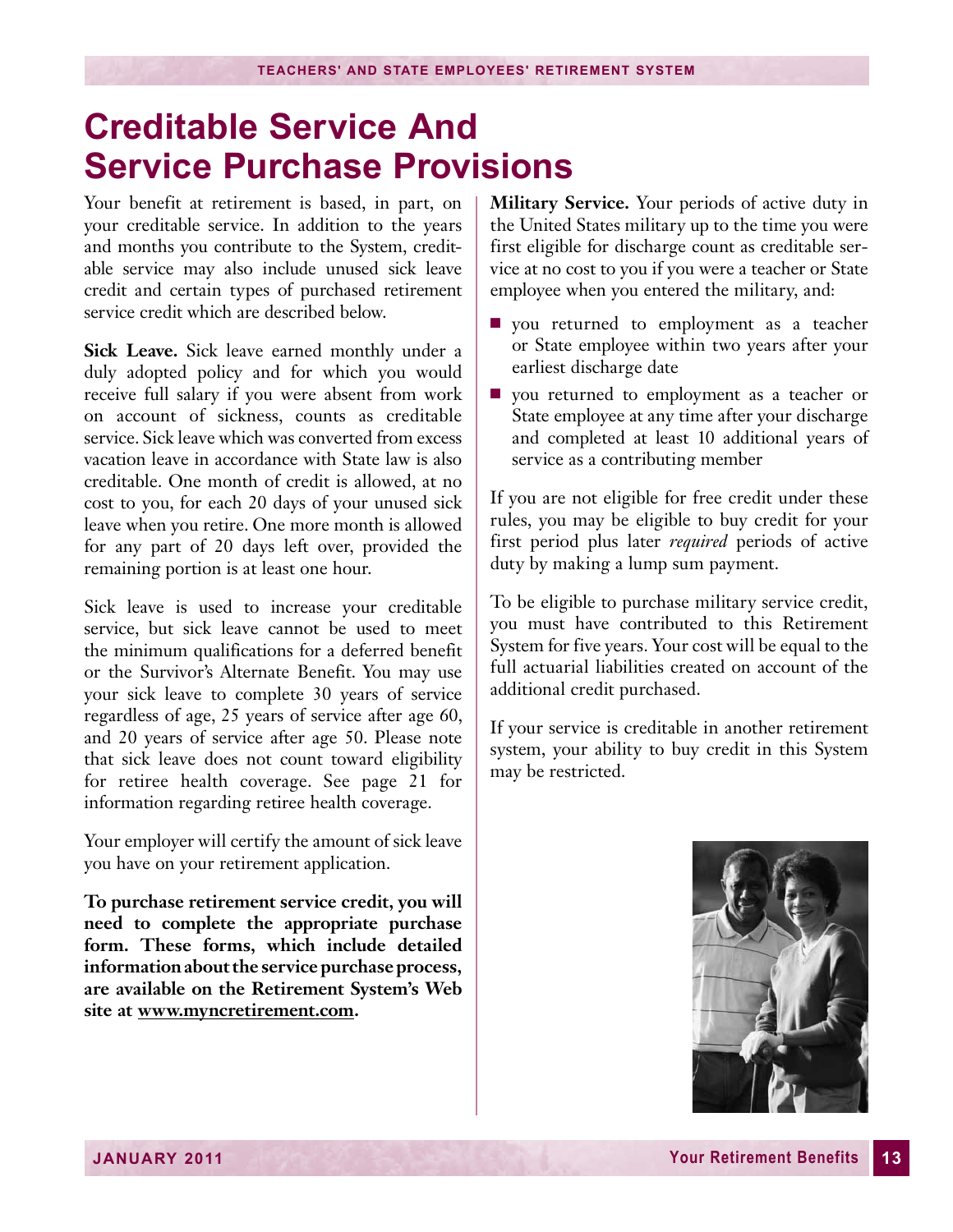# Creditable Service And Service Purchase Provisions

Your benefit at retirement is based, in part, on your creditable service. In addition to the years and months you contribute to the System, creditable service may also include unused sick leave credit and certain types of purchased retirement service credit which are described below.

**Sick Leave.** Sick leave earned monthly under a duly adopted policy and for which you would receive full salary if you were absent from work on account of sickness, counts as creditable service. Sick leave which was converted from excess vacation leave in accordance with State law is also creditable. One month of credit is allowed, at no cost to you, for each 20 days of your unused sick leave when you retire. One more month is allowed for any part of 20 days left over, provided the remaining portion is at least one hour.

Sick leave is used to increase your creditable service, but sick leave cannot be used to meet the minimum qualifications for a deferred benefit or the Survivor's Alternate Benefit. You may use your sick leave to complete 30 years of service regardless of age, 25 years of service after age 60, and 20 years of service after age 50. Please note that sick leave does not count toward eligibility for retiree health coverage. See page 21 for information regarding retiree health coverage.

Your employer will certify the amount of sick leave you have on your retirement application.

**To purchase retirement service credit, you will need to complete the appropriate purchase form. These forms, which include detailed information about the service purchase process, are available on the Retirement System's Web site at www.myncretirement.com.**

**Military Service.** Your periods of active duty in the United States military up to the time you were first eligible for discharge count as creditable service at no cost to you if you were a teacher or State employee when you entered the military, and:

- you returned to employment as a teacher or State employee within two years after your earliest discharge date
- you returned to employment as a teacher or State employee at any time after your discharge and completed at least 10 additional years of service as a contributing member

If you are not eligible for free credit under these rules, you may be eligible to buy credit for your first period plus later *required* periods of active duty by making a lump sum payment.

To be eligible to purchase military service credit, you must have contributed to this Retirement System for five years. Your cost will be equal to the full actuarial liabilities created on account of the additional credit purchased.

If your service is creditable in another retirement system, your ability to buy credit in this System may be restricted.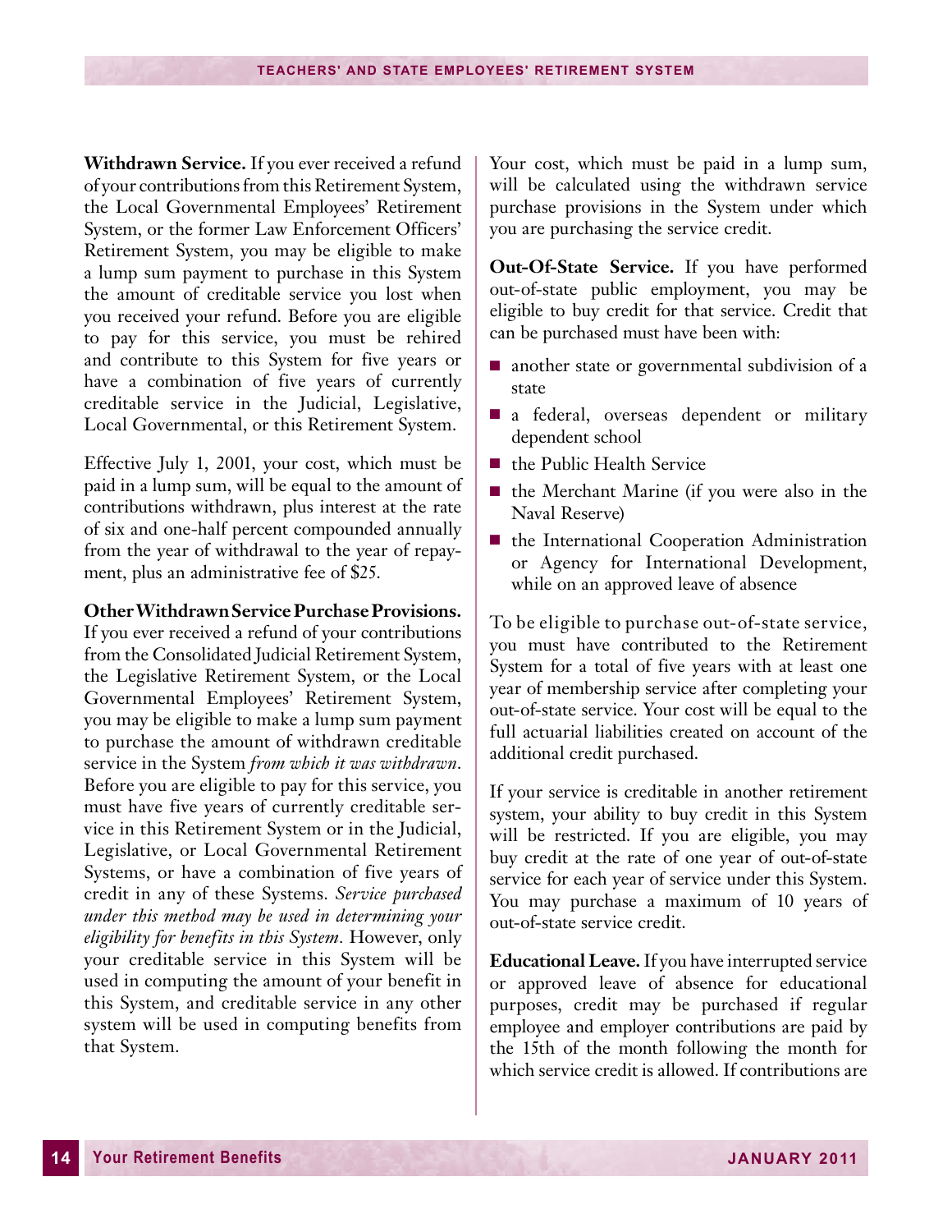**Withdrawn Service.** If you ever received a refund of your contributions from this Retirement System, the Local Governmental Employees' Retirement System, or the former Law Enforcement Officers' Retirement System, you may be eligible to make a lump sum payment to purchase in this System the amount of creditable service you lost when you received your refund. Before you are eligible to pay for this service, you must be rehired and contribute to this System for five years or have a combination of five years of currently creditable service in the Judicial, Legislative, Local Governmental, or this Retirement System.

Effective July 1, 2001, your cost, which must be paid in a lump sum, will be equal to the amount of contributions withdrawn, plus interest at the rate of six and one-half percent compounded annually from the year of withdrawal to the year of repayment, plus an administrative fee of $25.

**Other Withdrawn Service Purchase Provisions.** If you ever received a refund of your contributions from the Consolidated Judicial Retirement System, the Legislative Retirement System, or the Local Governmental Employees' Retirement System, you may be eligible to make a lump sum payment to purchase the amount of withdrawn creditable service in the System *from which it was withdrawn*. Before you are eligible to pay for this service, you must have five years of currently creditable service in this Retirement System or in the Judicial, Legislative, or Local Governmental Retirement Systems, or have a combination of five years of credit in any of these Systems. *Service purchased under this method may be used in determining your eligibility for benefits in this System.* However, only your creditable service in this System will be used in computing the amount of your benefit in this System, and creditable service in any other system will be used in computing benefits from that System.

Your cost, which must be paid in a lump sum, will be calculated using the withdrawn service purchase provisions in the System under which you are purchasing the service credit.

**Out-Of-State Service.** If you have performed out-of-state public employment, you may be eligible to buy credit for that service. Credit that can be purchased must have been with:

- another state or governmental subdivision of a state
- a federal, overseas dependent or military dependent school
- the Public Health Service
- the Merchant Marine (if you were also in the Naval Reserve)
- the International Cooperation Administration or Agency for International Development, while on an approved leave of absence

To be eligible to purchase out-of-state service, you must have contributed to the Retirement System for a total of five years with at least one year of membership service after completing your out-of-state service. Your cost will be equal to the full actuarial liabilities created on account of the additional credit purchased.

If your service is creditable in another retirement system, your ability to buy credit in this System will be restricted. If you are eligible, you may buy credit at the rate of one year of out-of-state service for each year of service under this System. You may purchase a maximum of 10 years of out-of-state service credit.

**Educational Leave.** If you have interrupted service or approved leave of absence for educational purposes, credit may be purchased if regular employee and employer contributions are paid by the 15th of the month following the month for which service credit is allowed. If contributions are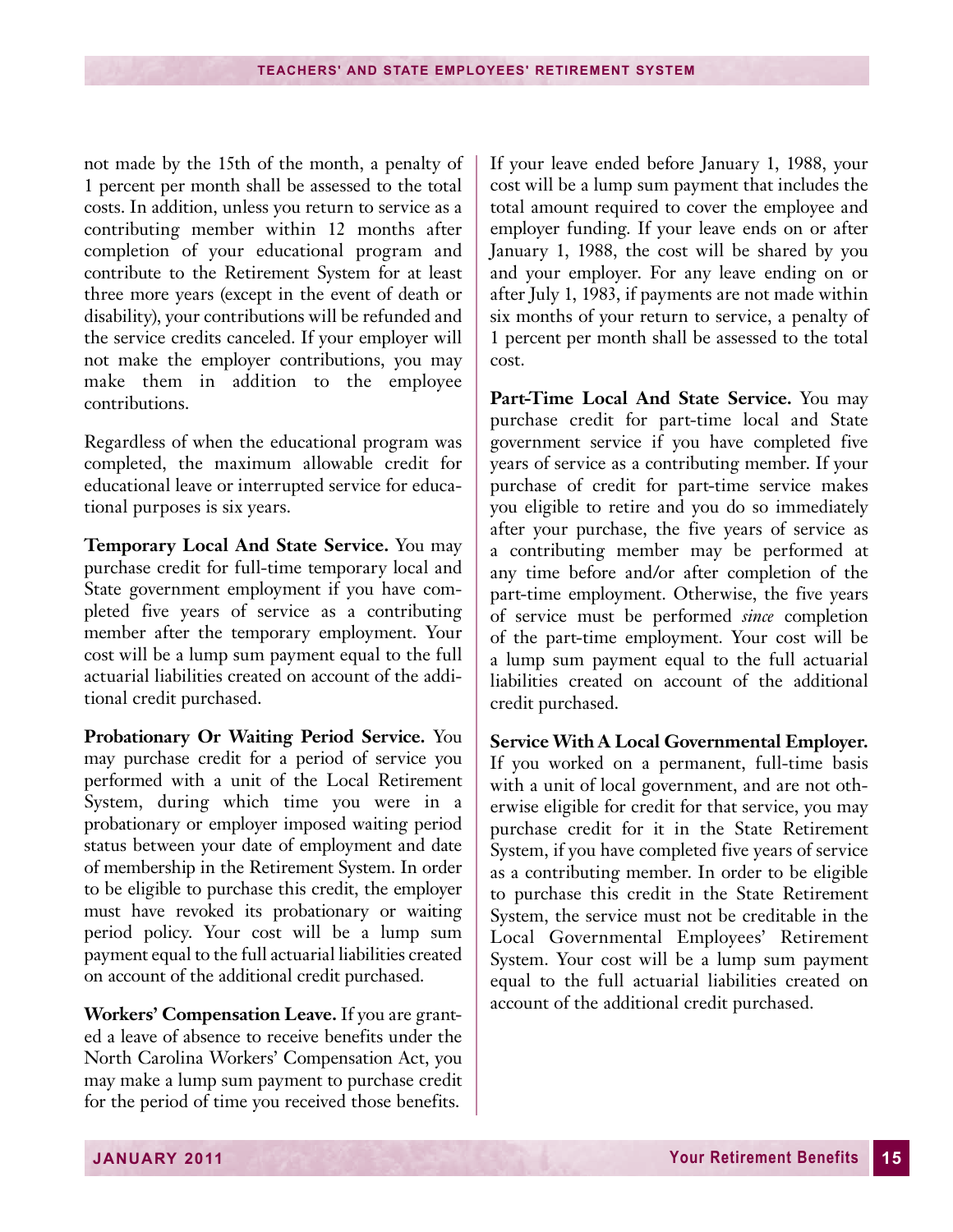not made by the 15th of the month, a penalty of 1 percent per month shall be assessed to the total costs. In addition, unless you return to service as a contributing member within 12 months after completion of your educational program and contribute to the Retirement System for at least three more years (except in the event of death or disability), your contributions will be refunded and the service credits canceled. If your employer will not make the employer contributions, you may make them in addition to the employee contributions.

Regardless of when the educational program was completed, the maximum allowable credit for educational leave or interrupted service for educational purposes is six years.

**Temporary Local And State Service.** You may purchase credit for full-time temporary local and State government employment if you have completed five years of service as a contributing member after the temporary employment. Your cost will be a lump sum payment equal to the full actuarial liabilities created on account of the additional credit purchased.

**Probationary Or Waiting Period Service.** You may purchase credit for a period of service you performed with a unit of the Local Retirement System, during which time you were in a probationary or employer imposed waiting period status between your date of employment and date of membership in the Retirement System. In order to be eligible to purchase this credit, the employer must have revoked its probationary or waiting period policy. Your cost will be a lump sum payment equal to the full actuarial liabilities created on account of the additional credit purchased.

**Workers' Compensation Leave.** If you are granted a leave of absence to receive benefits under the North Carolina Workers' Compensation Act, you may make a lump sum payment to purchase credit for the period of time you received those benefits. If your leave ended before January 1, 1988, your cost will be a lump sum payment that includes the total amount required to cover the employee and employer funding. If your leave ends on or after January 1, 1988, the cost will be shared by you and your employer. For any leave ending on or after July 1, 1983, if payments are not made within six months of your return to service, a penalty of 1 percent per month shall be assessed to the total cost.

**Part-Time Local And State Service.** You may purchase credit for part-time local and State government service if you have completed five years of service as a contributing member. If your purchase of credit for part-time service makes you eligible to retire and you do so immediately after your purchase, the five years of service as a contributing member may be performed at any time before and/or after completion of the part-time employment. Otherwise, the five years of service must be performed *since* completion of the part-time employment. Your cost will be a lump sum payment equal to the full actuarial liabilities created on account of the additional credit purchased.

**Service With A Local Governmental Employer.** If you worked on a permanent, full-time basis with a unit of local government, and are not otherwise eligible for credit for that service, you may purchase credit for it in the State Retirement System, if you have completed five years of service as a contributing member. In order to be eligible to purchase this credit in the State Retirement System, the service must not be creditable in the Local Governmental Employees' Retirement System. Your cost will be a lump sum payment equal to the full actuarial liabilities created on account of the additional credit purchased.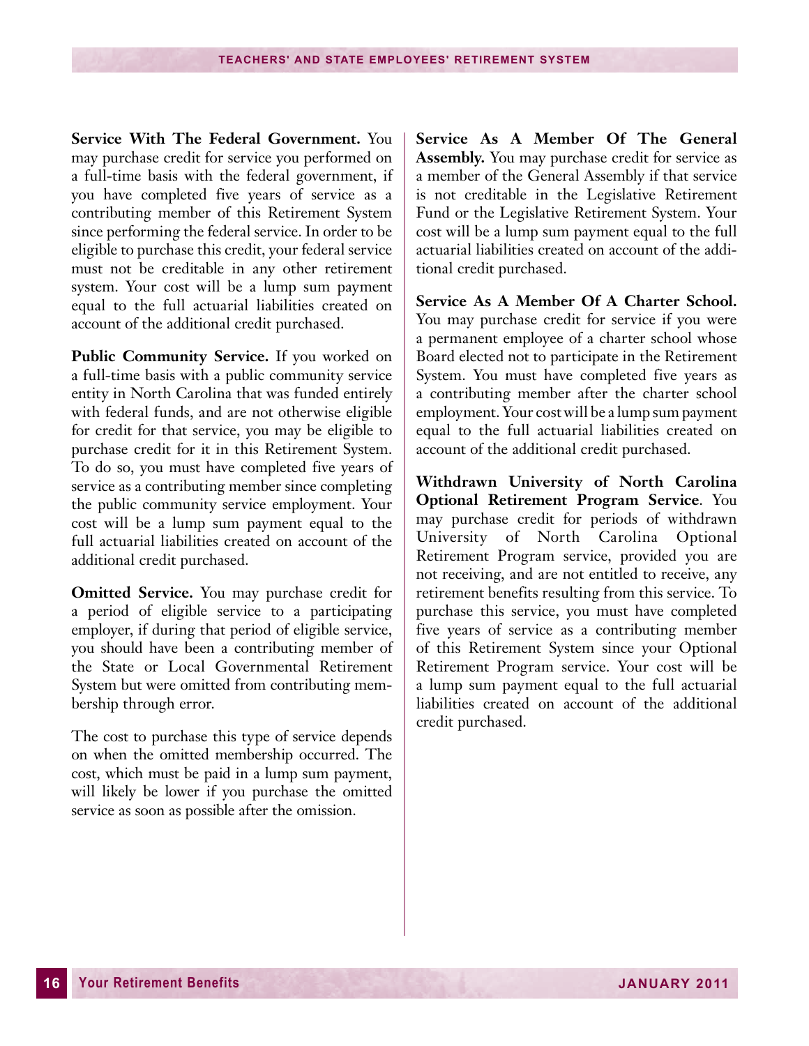**Service With The Federal Government.** You may purchase credit for service you performed on a full-time basis with the federal government, if you have completed five years of service as a contributing member of this Retirement System since performing the federal service. In order to be eligible to purchase this credit, your federal service must not be creditable in any other retirement system. Your cost will be a lump sum payment equal to the full actuarial liabilities created on account of the additional credit purchased.

**Public Community Service.** If you worked on a full-time basis with a public community service entity in North Carolina that was funded entirely with federal funds, and are not otherwise eligible for credit for that service, you may be eligible to purchase credit for it in this Retirement System. To do so, you must have completed five years of service as a contributing member since completing the public community service employment. Your cost will be a lump sum payment equal to the full actuarial liabilities created on account of the additional credit purchased.

**Omitted Service.** You may purchase credit for a period of eligible service to a participating employer, if during that period of eligible service, you should have been a contributing member of the State or Local Governmental Retirement System but were omitted from contributing membership through error.

The cost to purchase this type of service depends on when the omitted membership occurred. The cost, which must be paid in a lump sum payment, will likely be lower if you purchase the omitted service as soon as possible after the omission.

**Service As A Member Of The General Assembly.** You may purchase credit for service as a member of the General Assembly if that service is not creditable in the Legislative Retirement Fund or the Legislative Retirement System. Your cost will be a lump sum payment equal to the full actuarial liabilities created on account of the additional credit purchased.

**Service As A Member Of A Charter School.** You may purchase credit for service if you were a permanent employee of a charter school whose Board elected not to participate in the Retirement System. You must have completed five years as a contributing member after the charter school employment. Your cost will be a lump sum payment equal to the full actuarial liabilities created on account of the additional credit purchased.

**Withdrawn University of North Carolina Optional Retirement Program Service**. You may purchase credit for periods of withdrawn University of North Carolina Optional Retirement Program service, provided you are not receiving, and are not entitled to receive, any retirement benefits resulting from this service. To purchase this service, you must have completed five years of service as a contributing member of this Retirement System since your Optional Retirement Program service. Your cost will be a lump sum payment equal to the full actuarial liabilities created on account of the additional credit purchased.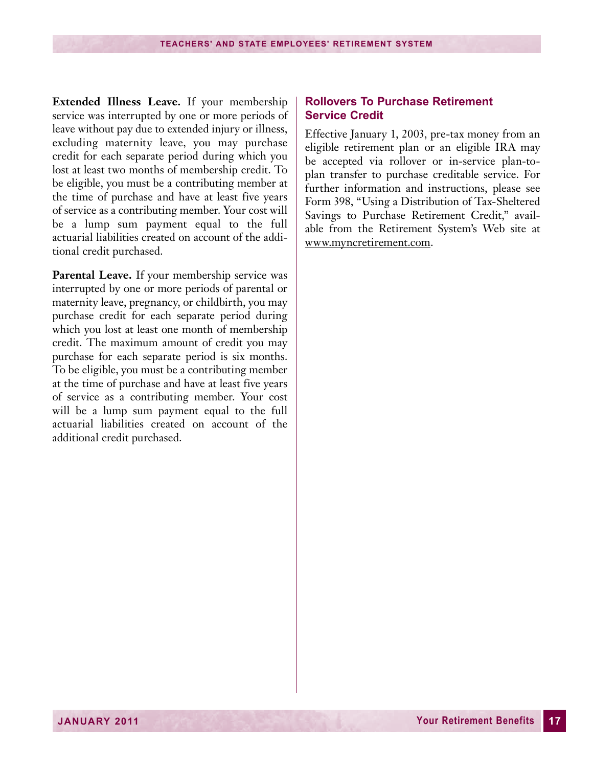**Extended Illness Leave.** If your membership service was interrupted by one or more periods of leave without pay due to extended injury or illness, excluding maternity leave, you may purchase credit for each separate period during which you lost at least two months of membership credit. To be eligible, you must be a contributing member at the time of purchase and have at least five years of service as a contributing member. Your cost will be a lump sum payment equal to the full actuarial liabilities created on account of the additional credit purchased.

**Parental Leave.** If your membership service was interrupted by one or more periods of parental or maternity leave, pregnancy, or childbirth, you may purchase credit for each separate period during which you lost at least one month of membership credit. The maximum amount of credit you may purchase for each separate period is six months. To be eligible, you must be a contributing member at the time of purchase and have at least five years of service as a contributing member. Your cost will be a lump sum payment equal to the full actuarial liabilities created on account of the additional credit purchased.

## Rollovers To Purchase Retirement Service Credit

Effective January 1, 2003, pre-tax money from an eligible retirement plan or an eligible IRA may be accepted via rollover or in-service plan-to-plan transfer to purchase creditable service. For further information and instructions, please see Form 398, "Using a Distribution of Tax-Sheltered Savings to Purchase Retirement Credit," available from the Retirement System's Web site at www.myncretirement.com.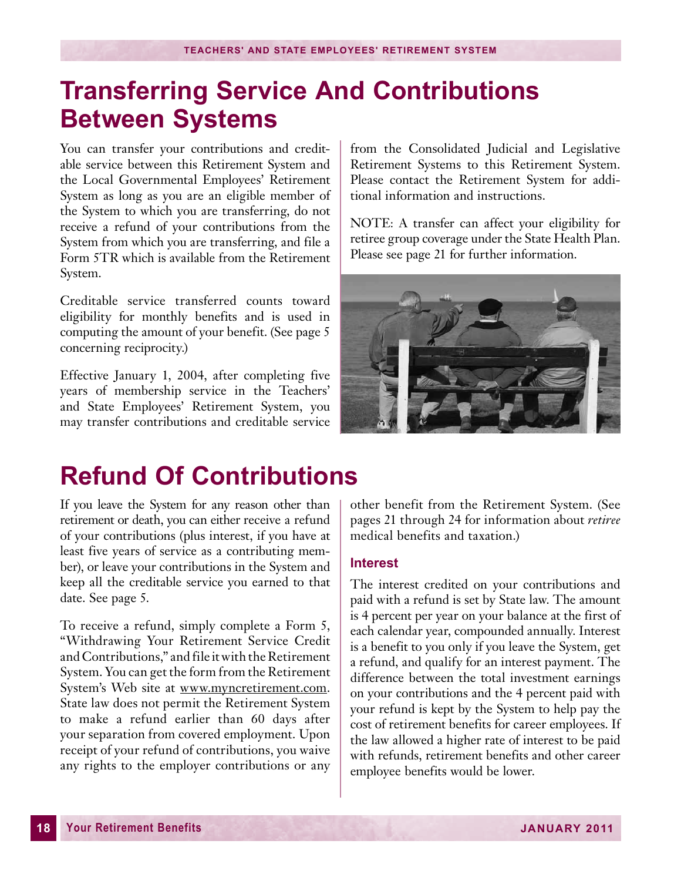# Transferring Service And Contributions Between Systems

You can transfer your contributions and creditable service between this Retirement System and the Local Governmental Employees' Retirement System as long as you are an eligible member of the System to which you are transferring, do not receive a refund of your contributions from the System from which you are transferring, and file a Form 5TR which is available from the Retirement System.

Creditable service transferred counts toward eligibility for monthly benefits and is used in computing the amount of your benefit. (See page 5 concerning reciprocity.)

Effective January 1, 2004, after completing five years of membership service in the Teachers' and State Employees' Retirement System, you may transfer contributions and creditable service from the Consolidated Judicial and Legislative Retirement Systems to this Retirement System. Please contact the Retirement System for additional information and instructions.

NOTE: A transfer can affect your eligibility for retiree group coverage under the State Health Plan. Please see page 21 for further information.

# Refund Of Contributions

If you leave the System for any reason other than retirement or death, you can either receive a refund of your contributions (plus interest, if you have at least five years of service as a contributing member), or leave your contributions in the System and keep all the creditable service you earned to that date. See page 5.

To receive a refund, simply complete a Form 5, "Withdrawing Your Retirement Service Credit and Contributions," and file it with the Retirement System. You can get the form from the Retirement System's Web site at www.myncretirement.com. State law does not permit the Retirement System to make a refund earlier than 60 days after your separation from covered employment. Upon receipt of your refund of contributions, you waive any rights to the employer contributions or any other benefit from the Retirement System. (See pages 21 through 24 for information about *retiree* medical benefits and taxation.)

### Interest

The interest credited on your contributions and paid with a refund is set by State law. The amount is 4 percent per year on your balance at the first of each calendar year, compounded annually. Interest is a benefit to you only if you leave the System, get a refund, and qualify for an interest payment. The difference between the total investment earnings on your contributions and the 4 percent paid with your refund is kept by the System to help pay the cost of retirement benefits for career employees. If the law allowed a higher rate of interest to be paid with refunds, retirement benefits and other career employee benefits would be lower.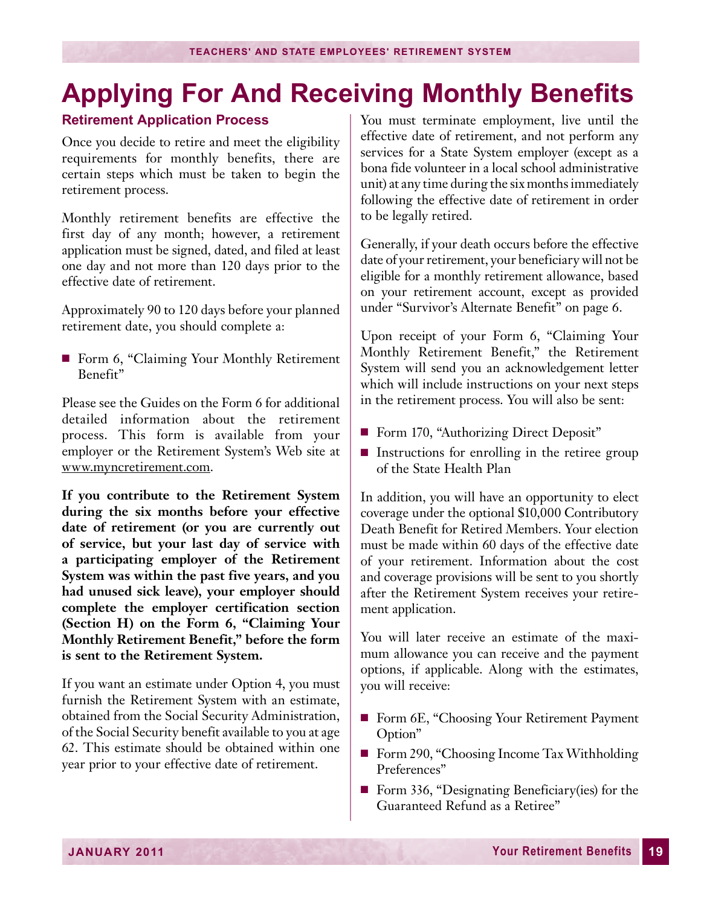# Applying For And Receiving Monthly Benefits

### Retirement Application Process

Once you decide to retire and meet the eligibility requirements for monthly benefits, there are certain steps which must be taken to begin the retirement process.

Monthly retirement benefits are effective the first day of any month; however, a retirement application must be signed, dated, and filed at least one day and not more than 120 days prior to the effective date of retirement.

Approximately 90 to 120 days before your planned retirement date, you should complete a:

- Form 6, "Claiming Your Monthly Retirement Benefit"

Please see the Guides on the Form 6 for additional detailed information about the retirement process. This form is available from your employer or the Retirement System's Web site at www.myncretirement.com.

**If you contribute to the Retirement System during the six months before your effective date of retirement (or you are currently out of service, but your last day of service with a participating employer of the Retirement System was within the past five years, and you had unused sick leave), your employer should complete the employer certification section (Section H) on the Form 6, "Claiming Your Monthly Retirement Benefit," before the form is sent to the Retirement System.**

If you want an estimate under Option 4, you must furnish the Retirement System with an estimate, obtained from the Social Security Administration, of the Social Security benefit available to you at age 62. This estimate should be obtained within one year prior to your effective date of retirement.

You must terminate employment, live until the effective date of retirement, and not perform any services for a State System employer (except as a bona fide volunteer in a local school administrative unit) at any time during the six months immediately following the effective date of retirement in order to be legally retired.

Generally, if your death occurs before the effective date of your retirement, your beneficiary will not be eligible for a monthly retirement allowance, based on your retirement account, except as provided under "Survivor's Alternate Benefit" on page 6.

Upon receipt of your Form 6, "Claiming Your Monthly Retirement Benefit," the Retirement System will send you an acknowledgement letter which will include instructions on your next steps in the retirement process. You will also be sent:

- Form 170, "Authorizing Direct Deposit"
- Instructions for enrolling in the retiree group of the State Health Plan

In addition, you will have an opportunity to elect coverage under the optional $10,000 Contributory Death Benefit for Retired Members. Your election must be made within 60 days of the effective date of your retirement. Information about the cost and coverage provisions will be sent to you shortly after the Retirement System receives your retirement application.

You will later receive an estimate of the maximum allowance you can receive and the payment options, if applicable. Along with the estimates, you will receive:

- Form 6E, "Choosing Your Retirement Payment Option"
- Form 290, "Choosing Income Tax Withholding Preferences"
- Form 336, "Designating Beneficiary(ies) for the Guaranteed Refund as a Retiree"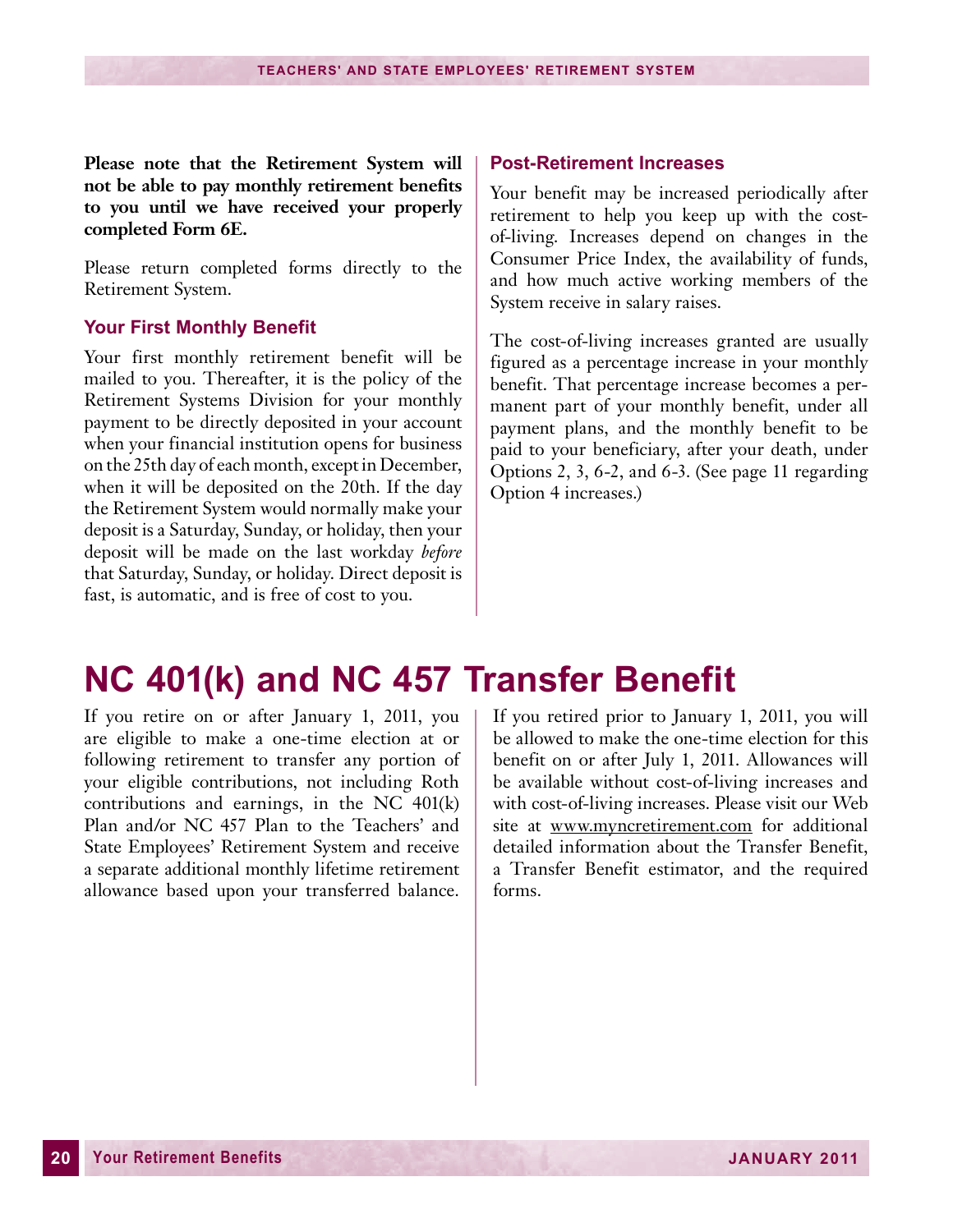**Please note that the Retirement System will not be able to pay monthly retirement benefits to you until we have received your properly completed Form 6E.**

Please return completed forms directly to the Retirement System.

### Your First Monthly Benefit

Your first monthly retirement benefit will be mailed to you. Thereafter, it is the policy of the Retirement Systems Division for your monthly payment to be directly deposited in your account when your financial institution opens for business on the 25th day of each month, except in December, when it will be deposited on the 20th. If the day the Retirement System would normally make your deposit is a Saturday, Sunday, or holiday, then your deposit will be made on the last workday *before* that Saturday, Sunday, or holiday. Direct deposit is fast, is automatic, and is free of cost to you.

### Post-Retirement Increases

Your benefit may be increased periodically after retirement to help you keep up with the cost-of-living. Increases depend on changes in the Consumer Price Index, the availability of funds, and how much active working members of the System receive in salary raises.

The cost-of-living increases granted are usually figured as a percentage increase in your monthly benefit. That percentage increase becomes a permanent part of your monthly benefit, under all payment plans, and the monthly benefit to be paid to your beneficiary, after your death, under Options 2, 3, 6-2, and 6-3. (See page 11 regarding Option 4 increases.)

## NC 401(k) and NC 457 Transfer Benefit

If you retire on or after January 1, 2011, you are eligible to make a one-time election at or following retirement to transfer any portion of your eligible contributions, not including Roth contributions and earnings, in the NC 401(k) Plan and/or NC 457 Plan to the Teachers' and State Employees' Retirement System and receive a separate additional monthly lifetime retirement allowance based upon your transferred balance.

If you retired prior to January 1, 2011, you will be allowed to make the one-time election for this benefit on or after July 1, 2011. Allowances will be available without cost-of-living increases and with cost-of-living increases. Please visit our Web site at www.myncretirement.com for additional detailed information about the Transfer Benefit, a Transfer Benefit estimator, and the required forms.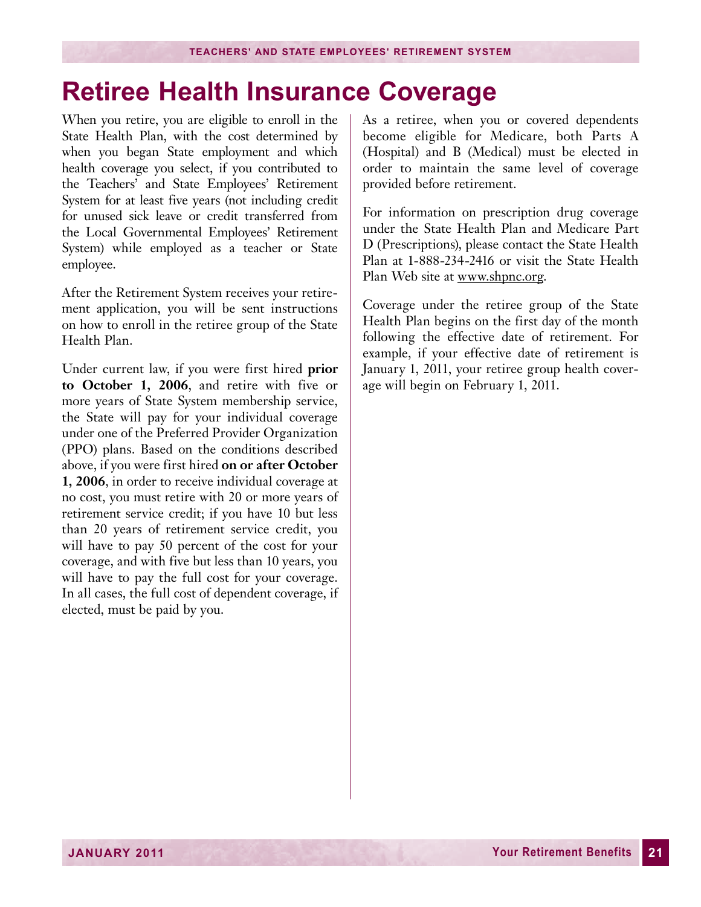# Retiree Health Insurance Coverage

When you retire, you are eligible to enroll in the State Health Plan, with the cost determined by when you began State employment and which health coverage you select, if you contributed to the Teachers' and State Employees' Retirement System for at least five years (not including credit for unused sick leave or credit transferred from the Local Governmental Employees' Retirement System) while employed as a teacher or State employee.

After the Retirement System receives your retirement application, you will be sent instructions on how to enroll in the retiree group of the State Health Plan.

Under current law, if you were first hired **prior to October 1, 2006**, and retire with five or more years of State System membership service, the State will pay for your individual coverage under one of the Preferred Provider Organization (PPO) plans. Based on the conditions described above, if you were first hired **on or after October 1, 2006**, in order to receive individual coverage at no cost, you must retire with 20 or more years of retirement service credit; if you have 10 but less than 20 years of retirement service credit, you will have to pay 50 percent of the cost for your coverage, and with five but less than 10 years, you will have to pay the full cost for your coverage. In all cases, the full cost of dependent coverage, if elected, must be paid by you.

As a retiree, when you or covered dependents become eligible for Medicare, both Parts A (Hospital) and B (Medical) must be elected in order to maintain the same level of coverage provided before retirement.

For information on prescription drug coverage under the State Health Plan and Medicare Part D (Prescriptions), please contact the State Health Plan at 1-888-234-2416 or visit the State Health Plan Web site at www.shpnc.org.

Coverage under the retiree group of the State Health Plan begins on the first day of the month following the effective date of retirement. For example, if your effective date of retirement is January 1, 2011, your retiree group health coverage will begin on February 1, 2011.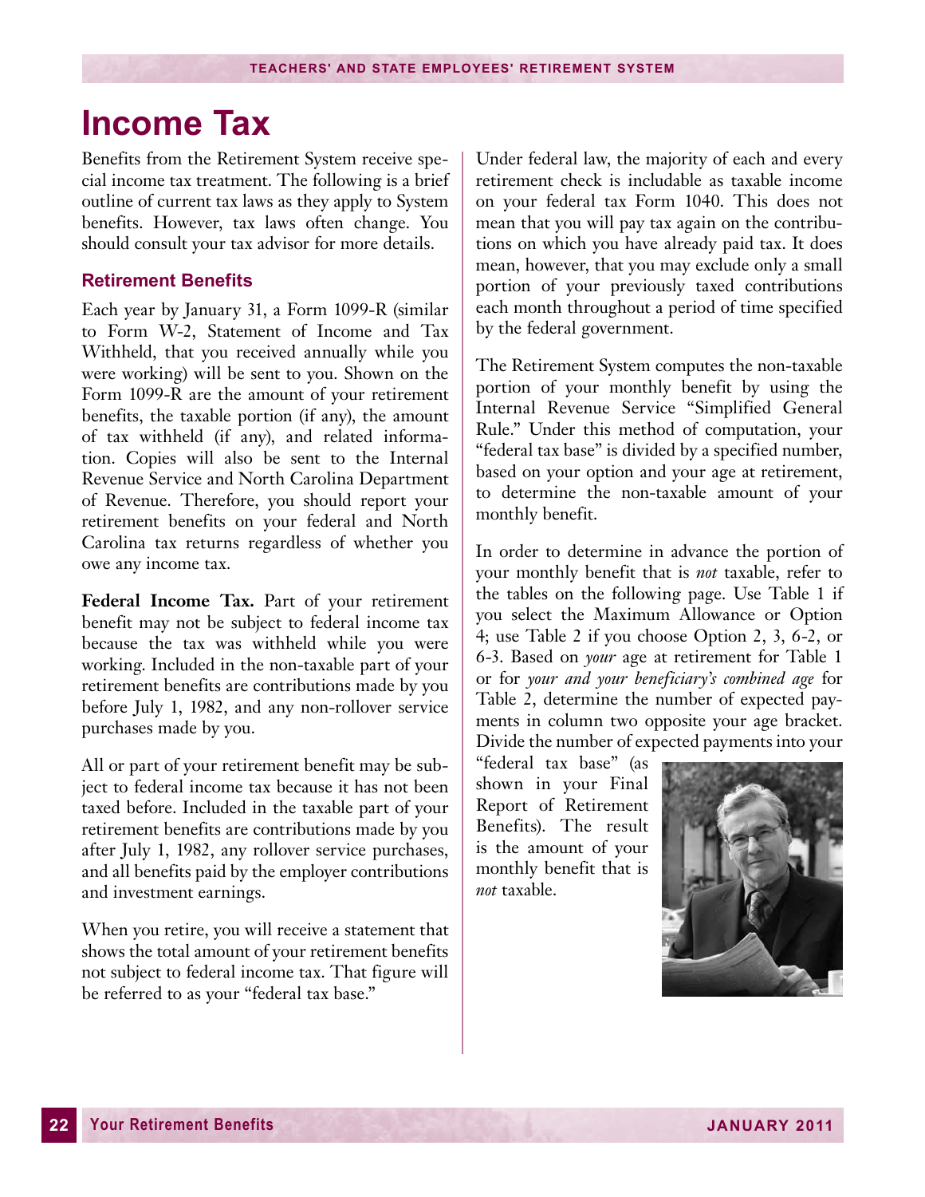# Income Tax

Benefits from the Retirement System receive special income tax treatment. The following is a brief outline of current tax laws as they apply to System benefits. However, tax laws often change. You should consult your tax advisor for more details.

### Retirement Benefits

Each year by January 31, a Form 1099-R (similar to Form W-2, Statement of Income and Tax Withheld, that you received annually while you were working) will be sent to you. Shown on the Form 1099-R are the amount of your retirement benefits, the taxable portion (if any), the amount of tax withheld (if any), and related information. Copies will also be sent to the Internal Revenue Service and North Carolina Department of Revenue. Therefore, you should report your retirement benefits on your federal and North Carolina tax returns regardless of whether you owe any income tax.

**Federal Income Tax.** Part of your retirement benefit may not be subject to federal income tax because the tax was withheld while you were working. Included in the non-taxable part of your retirement benefits are contributions made by you before July 1, 1982, and any non-rollover service purchases made by you.

All or part of your retirement benefit may be subject to federal income tax because it has not been taxed before. Included in the taxable part of your retirement benefits are contributions made by you after July 1, 1982, any rollover service purchases, and all benefits paid by the employer contributions and investment earnings.

When you retire, you will receive a statement that shows the total amount of your retirement benefits not subject to federal income tax. That figure will be referred to as your "federal tax base."

Under federal law, the majority of each and every retirement check is includable as taxable income on your federal tax Form 1040. This does not mean that you will pay tax again on the contributions on which you have already paid tax. It does mean, however, that you may exclude only a small portion of your previously taxed contributions each month throughout a period of time specified by the federal government.

The Retirement System computes the non-taxable portion of your monthly benefit by using the Internal Revenue Service "Simplified General Rule." Under this method of computation, your "federal tax base" is divided by a specified number, based on your option and your age at retirement, to determine the non-taxable amount of your monthly benefit.

In order to determine in advance the portion of your monthly benefit that is *not* taxable, refer to the tables on the following page. Use Table 1 if you select the Maximum Allowance or Option 4; use Table 2 if you choose Option 2, 3, 6-2, or 6-3. Based on *your* age at retirement for Table 1 or for *your and your beneficiary's combined age* for Table 2, determine the number of expected payments in column two opposite your age bracket. Divide the number of expected payments into your "federal tax base" (as shown in your Final Report of Retirement Benefits). The result is the amount of your monthly benefit that is *not* taxable.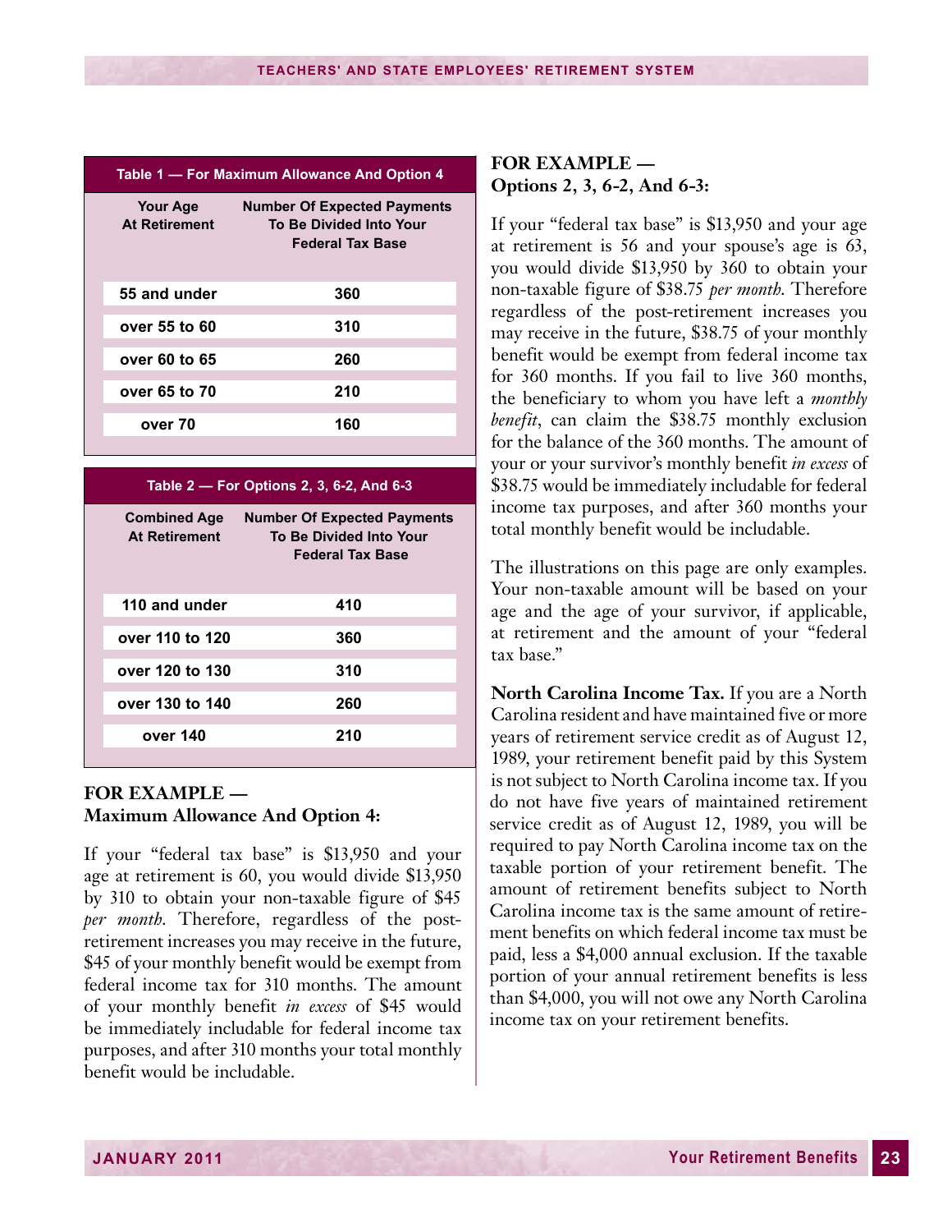**Table 1 — For Maximum Allowance And Option 4**

| Your Age At Retirement | Number Of Expected Payments To Be Divided Into Your Federal Tax Base |
|---|---|
| 55 and under | 360 |
| over 55 to 60 | 310 |
| over 60 to 65 | 260 |
| over 65 to 70 | 210 |
| over 70 | 160 |

**Table 2 — For Options 2, 3, 6-2, And 6-3**

| Combined Age At Retirement | Number Of Expected Payments To Be Divided Into Your Federal Tax Base |
|---|---|
| 110 and under | 410 |
| over 110 to 120 | 360 |
| over 120 to 130 | 310 |
| over 130 to 140 | 260 |
| over 140 | 210 |

## FOR EXAMPLE — Maximum Allowance And Option 4:

If your "federal tax base" is $13,950 and your age at retirement is 60, you would divide $13,950 by 310 to obtain your non-taxable figure of $45 *per month*. Therefore, regardless of the post-retirement increases you may receive in the future, $45 of your monthly benefit would be exempt from federal income tax for 310 months. The amount of your monthly benefit *in excess* of $45 would be immediately includable for federal income tax purposes, and after 310 months your total monthly benefit would be includable.

## FOR EXAMPLE — Options 2, 3, 6-2, And 6-3:

If your "federal tax base" is $13,950 and your age at retirement is 56 and your spouse's age is 63, you would divide $13,950 by 360 to obtain your non-taxable figure of $38.75 *per month*. Therefore regardless of the post-retirement increases you may receive in the future, $38.75 of your monthly benefit would be exempt from federal income tax for 360 months. If you fail to live 360 months, the beneficiary to whom you have left a *monthly benefit*, can claim the $38.75 monthly exclusion for the balance of the 360 months. The amount of your or your survivor's monthly benefit *in excess* of $38.75 would be immediately includable for federal income tax purposes, and after 360 months your total monthly benefit would be includable.

The illustrations on this page are only examples. Your non-taxable amount will be based on your age and the age of your survivor, if applicable, at retirement and the amount of your "federal tax base."

**North Carolina Income Tax.** If you are a North Carolina resident and have maintained five or more years of retirement service credit as of August 12, 1989, your retirement benefit paid by this System is not subject to North Carolina income tax. If you do not have five years of maintained retirement service credit as of August 12, 1989, you will be required to pay North Carolina income tax on the taxable portion of your retirement benefit. The amount of retirement benefits subject to North Carolina income tax is the same amount of retirement benefits on which federal income tax must be paid, less a $4,000 annual exclusion. If the taxable portion of your annual retirement benefits is less than $4,000, you will not owe any North Carolina income tax on your retirement benefits.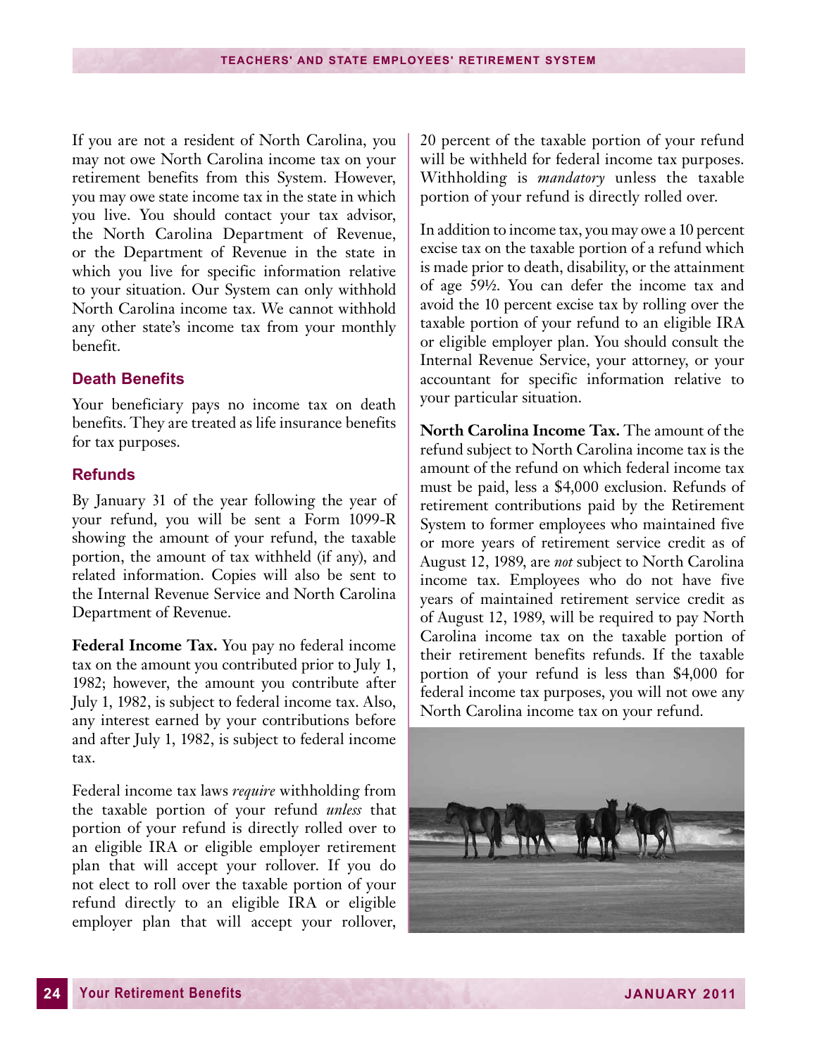If you are not a resident of North Carolina, you may not owe North Carolina income tax on your retirement benefits from this System. However, you may owe state income tax in the state in which you live. You should contact your tax advisor, the North Carolina Department of Revenue, or the Department of Revenue in the state in which you live for specific information relative to your situation. Our System can only withhold North Carolina income tax. We cannot withhold any other state's income tax from your monthly benefit.

### Death Benefits

Your beneficiary pays no income tax on death benefits. They are treated as life insurance benefits for tax purposes.

### Refunds

By January 31 of the year following the year of your refund, you will be sent a Form 1099-R showing the amount of your refund, the taxable portion, the amount of tax withheld (if any), and related information. Copies will also be sent to the Internal Revenue Service and North Carolina Department of Revenue.

**Federal Income Tax.** You pay no federal income tax on the amount you contributed prior to July 1, 1982; however, the amount you contribute after July 1, 1982, is subject to federal income tax. Also, any interest earned by your contributions before and after July 1, 1982, is subject to federal income tax.

Federal income tax laws *require* withholding from the taxable portion of your refund *unless* that portion of your refund is directly rolled over to an eligible IRA or eligible employer retirement plan that will accept your rollover. If you do not elect to roll over the taxable portion of your refund directly to an eligible IRA or eligible employer plan that will accept your rollover, 20 percent of the taxable portion of your refund will be withheld for federal income tax purposes. Withholding is *mandatory* unless the taxable portion of your refund is directly rolled over.

In addition to income tax, you may owe a 10 percent excise tax on the taxable portion of a refund which is made prior to death, disability, or the attainment of age 59½. You can defer the income tax and avoid the 10 percent excise tax by rolling over the taxable portion of your refund to an eligible IRA or eligible employer plan. You should consult the Internal Revenue Service, your attorney, or your accountant for specific information relative to your particular situation.

**North Carolina Income Tax.** The amount of the refund subject to North Carolina income tax is the amount of the refund on which federal income tax must be paid, less a $4,000 exclusion. Refunds of retirement contributions paid by the Retirement System to former employees who maintained five or more years of retirement service credit as of August 12, 1989, are *not* subject to North Carolina income tax. Employees who do not have five years of maintained retirement service credit as of August 12, 1989, will be required to pay North Carolina income tax on the taxable portion of their retirement benefits refunds. If the taxable portion of your refund is less than $4,000 for federal income tax purposes, you will not owe any North Carolina income tax on your refund.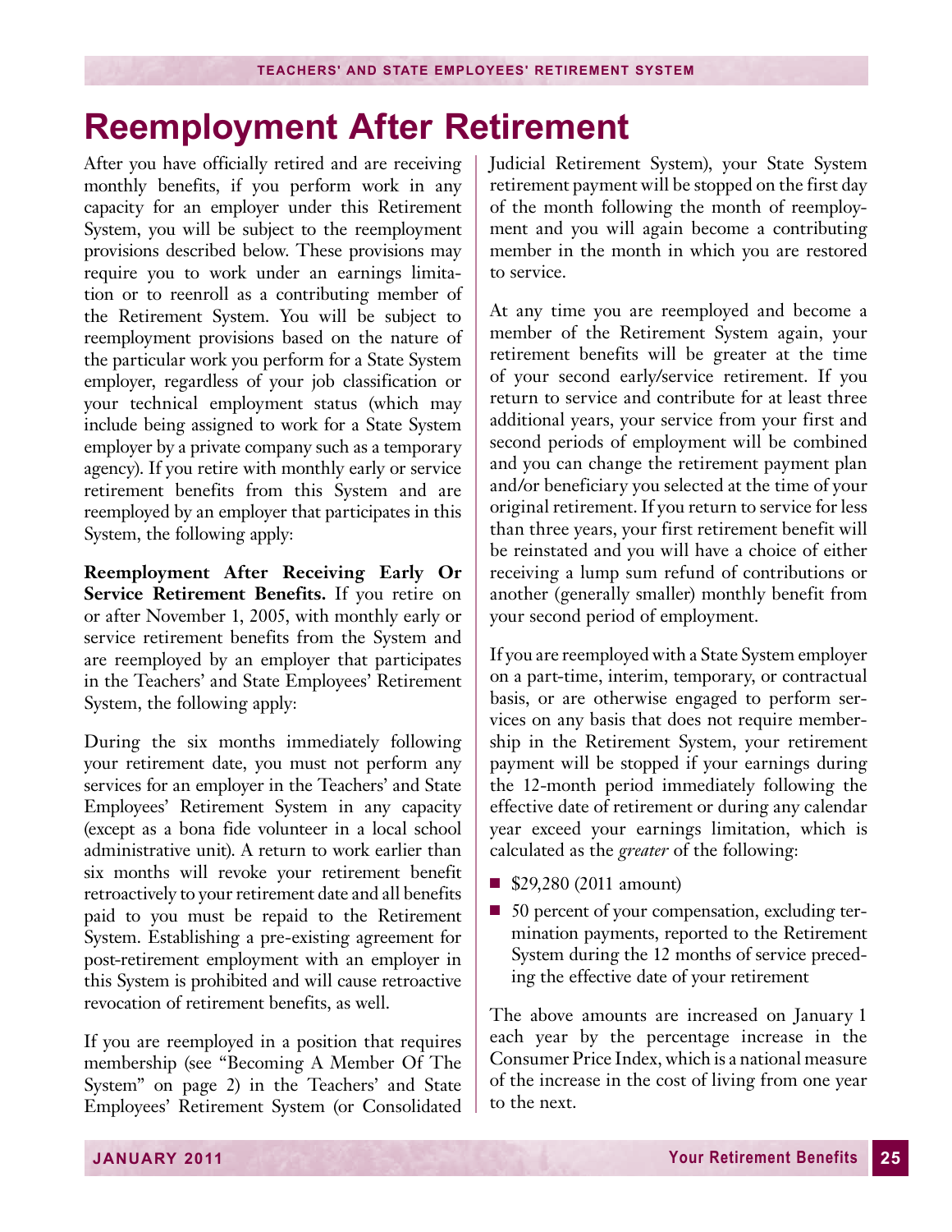# Reemployment After Retirement

After you have officially retired and are receiving monthly benefits, if you perform work in any capacity for an employer under this Retirement System, you will be subject to the reemployment provisions described below. These provisions may require you to work under an earnings limitation or to reenroll as a contributing member of the Retirement System. You will be subject to reemployment provisions based on the nature of the particular work you perform for a State System employer, regardless of your job classification or your technical employment status (which may include being assigned to work for a State System employer by a private company such as a temporary agency). If you retire with monthly early or service retirement benefits from this System and are reemployed by an employer that participates in this System, the following apply:

**Reemployment After Receiving Early Or Service Retirement Benefits.** If you retire on or after November 1, 2005, with monthly early or service retirement benefits from the System and are reemployed by an employer that participates in the Teachers' and State Employees' Retirement System, the following apply:

During the six months immediately following your retirement date, you must not perform any services for an employer in the Teachers' and State Employees' Retirement System in any capacity (except as a bona fide volunteer in a local school administrative unit). A return to work earlier than six months will revoke your retirement benefit retroactively to your retirement date and all benefits paid to you must be repaid to the Retirement System. Establishing a pre-existing agreement for post-retirement employment with an employer in this System is prohibited and will cause retroactive revocation of retirement benefits, as well.

If you are reemployed in a position that requires membership (see "Becoming A Member Of The System" on page 2) in the Teachers' and State Employees' Retirement System (or Consolidated Judicial Retirement System), your State System retirement payment will be stopped on the first day of the month following the month of reemployment and you will again become a contributing member in the month in which you are restored to service.

At any time you are reemployed and become a member of the Retirement System again, your retirement benefits will be greater at the time of your second early/service retirement. If you return to service and contribute for at least three additional years, your service from your first and second periods of employment will be combined and you can change the retirement payment plan and/or beneficiary you selected at the time of your original retirement. If you return to service for less than three years, your first retirement benefit will be reinstated and you will have a choice of either receiving a lump sum refund of contributions or another (generally smaller) monthly benefit from your second period of employment.

If you are reemployed with a State System employer on a part-time, interim, temporary, or contractual basis, or are otherwise engaged to perform services on any basis that does not require membership in the Retirement System, your retirement payment will be stopped if your earnings during the 12-month period immediately following the effective date of retirement or during any calendar year exceed your earnings limitation, which is calculated as the *greater* of the following:

- $29,280 (2011 amount)
- 50 percent of your compensation, excluding termination payments, reported to the Retirement System during the 12 months of service preceding the effective date of your retirement

The above amounts are increased on January 1 each year by the percentage increase in the Consumer Price Index, which is a national measure of the increase in the cost of living from one year to the next.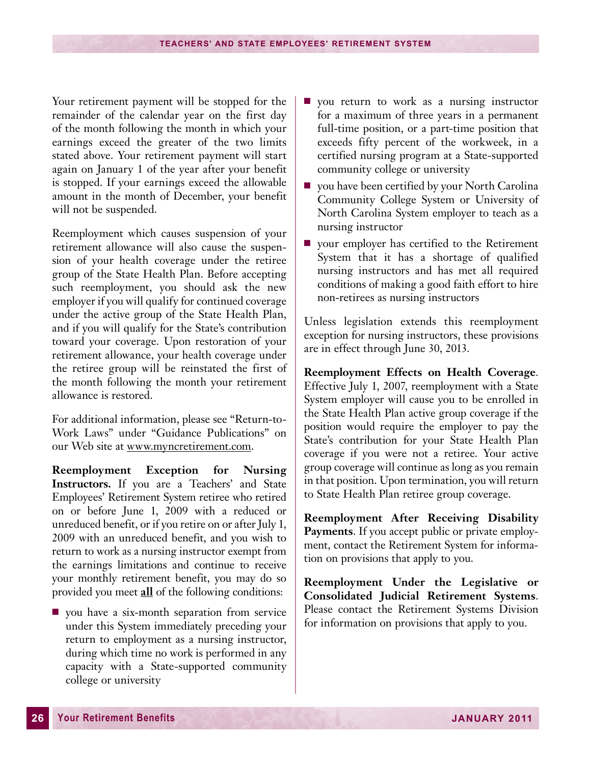Your retirement payment will be stopped for the remainder of the calendar year on the first day of the month following the month in which your earnings exceed the greater of the two limits stated above. Your retirement payment will start again on January 1 of the year after your benefit is stopped. If your earnings exceed the allowable amount in the month of December, your benefit will not be suspended.

Reemployment which causes suspension of your retirement allowance will also cause the suspension of your health coverage under the retiree group of the State Health Plan. Before accepting such reemployment, you should ask the new employer if you will qualify for continued coverage under the active group of the State Health Plan, and if you will qualify for the State's contribution toward your coverage. Upon restoration of your retirement allowance, your health coverage under the retiree group will be reinstated the first of the month following the month your retirement allowance is restored.

For additional information, please see "Return-to-Work Laws" under "Guidance Publications" on our Web site at www.myncretirement.com.

**Reemployment Exception for Nursing Instructors.** If you are a Teachers' and State Employees' Retirement System retiree who retired on or before June 1, 2009 with a reduced or unreduced benefit, or if you retire on or after July 1, 2009 with an unreduced benefit, and you wish to return to work as a nursing instructor exempt from the earnings limitations and continue to receive your monthly retirement benefit, you may do so provided you meet **all** of the following conditions:

- you have a six-month separation from service under this System immediately preceding your return to employment as a nursing instructor, during which time no work is performed in any capacity with a State-supported community college or university
- you return to work as a nursing instructor for a maximum of three years in a permanent full-time position, or a part-time position that exceeds fifty percent of the workweek, in a certified nursing program at a State-supported community college or university
- you have been certified by your North Carolina Community College System or University of North Carolina System employer to teach as a nursing instructor
- your employer has certified to the Retirement System that it has a shortage of qualified nursing instructors and has met all required conditions of making a good faith effort to hire non-retirees as nursing instructors

Unless legislation extends this reemployment exception for nursing instructors, these provisions are in effect through June 30, 2013.

**Reemployment Effects on Health Coverage.** Effective July 1, 2007, reemployment with a State System employer will cause you to be enrolled in the State Health Plan active group coverage if the position would require the employer to pay the State's contribution for your State Health Plan coverage if you were not a retiree. Your active group coverage will continue as long as you remain in that position. Upon termination, you will return to State Health Plan retiree group coverage.

**Reemployment After Receiving Disability Payments.** If you accept public or private employment, contact the Retirement System for information on provisions that apply to you.

**Reemployment Under the Legislative or Consolidated Judicial Retirement Systems.** Please contact the Retirement Systems Division for information on provisions that apply to you.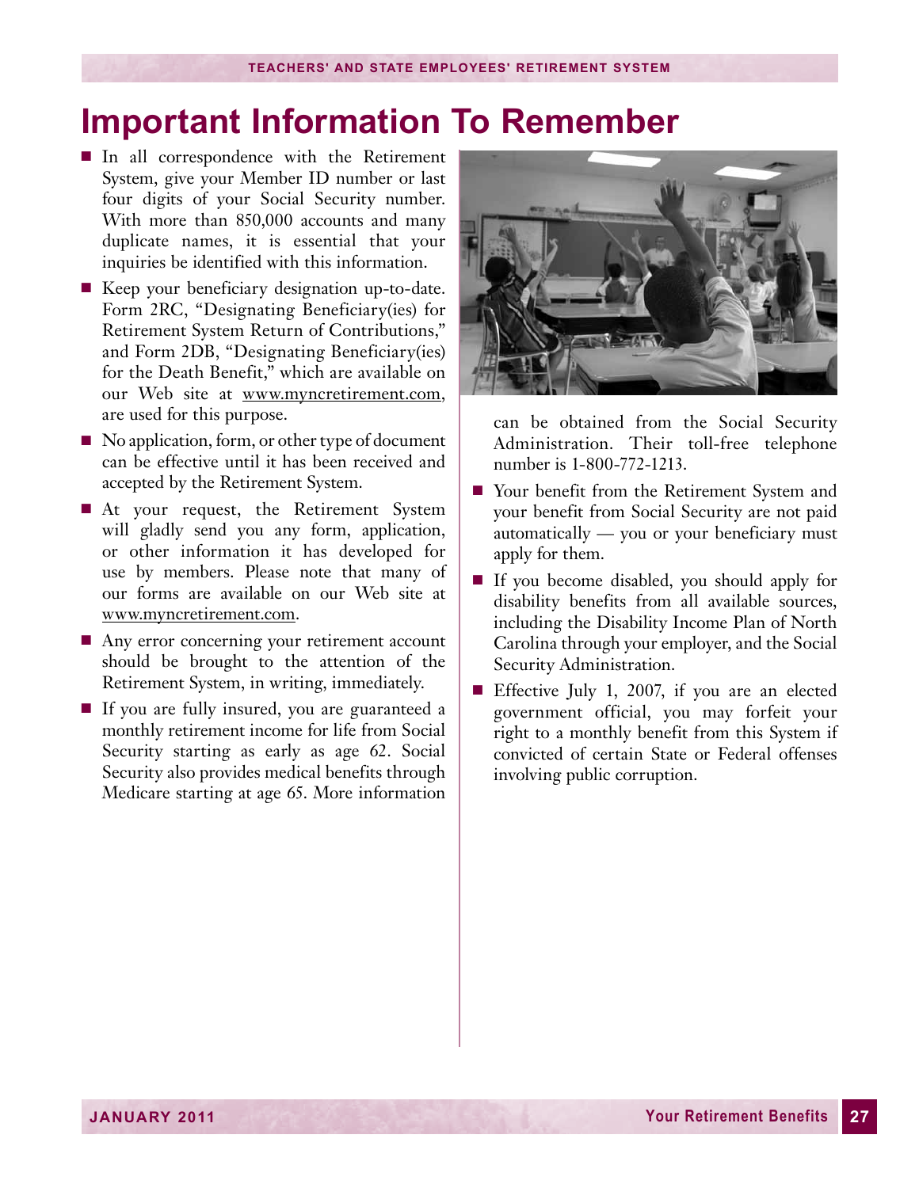# Important Information To Remember

- In all correspondence with the Retirement System, give your Member ID number or last four digits of your Social Security number. With more than 850,000 accounts and many duplicate names, it is essential that your inquiries be identified with this information.
- Keep your beneficiary designation up-to-date. Form 2RC, "Designating Beneficiary(ies) for Retirement System Return of Contributions," and Form 2DB, "Designating Beneficiary(ies) for the Death Benefit," which are available on our Web site at www.myncretirement.com, are used for this purpose.
- No application, form, or other type of document can be effective until it has been received and accepted by the Retirement System.
- At your request, the Retirement System will gladly send you any form, application, or other information it has developed for use by members. Please note that many of our forms are available on our Web site at www.myncretirement.com.
- Any error concerning your retirement account should be brought to the attention of the Retirement System, in writing, immediately.
- If you are fully insured, you are guaranteed a monthly retirement income for life from Social Security starting as early as age 62. Social Security also provides medical benefits through Medicare starting at age 65. More information can be obtained from the Social Security Administration. Their toll-free telephone number is 1-800-772-1213.
- Your benefit from the Retirement System and your benefit from Social Security are not paid automatically — you or your beneficiary must apply for them.
- If you become disabled, you should apply for disability benefits from all available sources, including the Disability Income Plan of North Carolina through your employer, and the Social Security Administration.
- Effective July 1, 2007, if you are an elected government official, you may forfeit your right to a monthly benefit from this System if convicted of certain State or Federal offenses involving public corruption.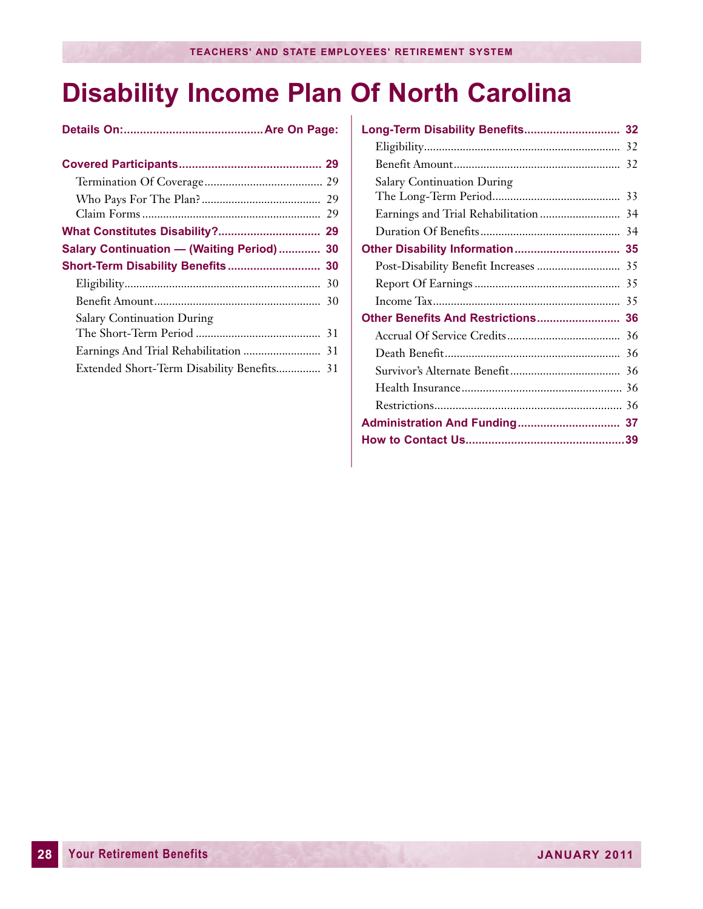# Disability Income Plan Of North Carolina

| Details On: | Are On Page: |
| --- | --- |
| **Covered Participants** | **29** |
| Termination Of Coverage | 29 |
| Who Pays For The Plan? | 29 |
| Claim Forms | 29 |
| **What Constitutes Disability?** | **29** |
| **Salary Continuation — (Waiting Period)** | **30** |
| **Short-Term Disability Benefits** | **30** |
| Eligibility | 30 |
| Benefit Amount | 30 |
| Salary Continuation During The Short-Term Period | 31 |
| Earnings And Trial Rehabilitation | 31 |
| Extended Short-Term Disability Benefits | 31 |
| **Long-Term Disability Benefits** | **32** |
| Eligibility | 32 |
| Benefit Amount | 32 |
| Salary Continuation During The Long-Term Period | 33 |
| Earnings and Trial Rehabilitation | 34 |
| Duration Of Benefits | 34 |
| **Other Disability Information** | **35** |
| Post-Disability Benefit Increases | 35 |
| Report Of Earnings | 35 |
| Income Tax | 35 |
| **Other Benefits And Restrictions** | **36** |
| Accrual Of Service Credits | 36 |
| Death Benefit | 36 |
| Survivor's Alternate Benefit | 36 |
| Health Insurance | 36 |
| Restrictions | 36 |
| **Administration And Funding** | **37** |
| **How to Contact Us** | **39** |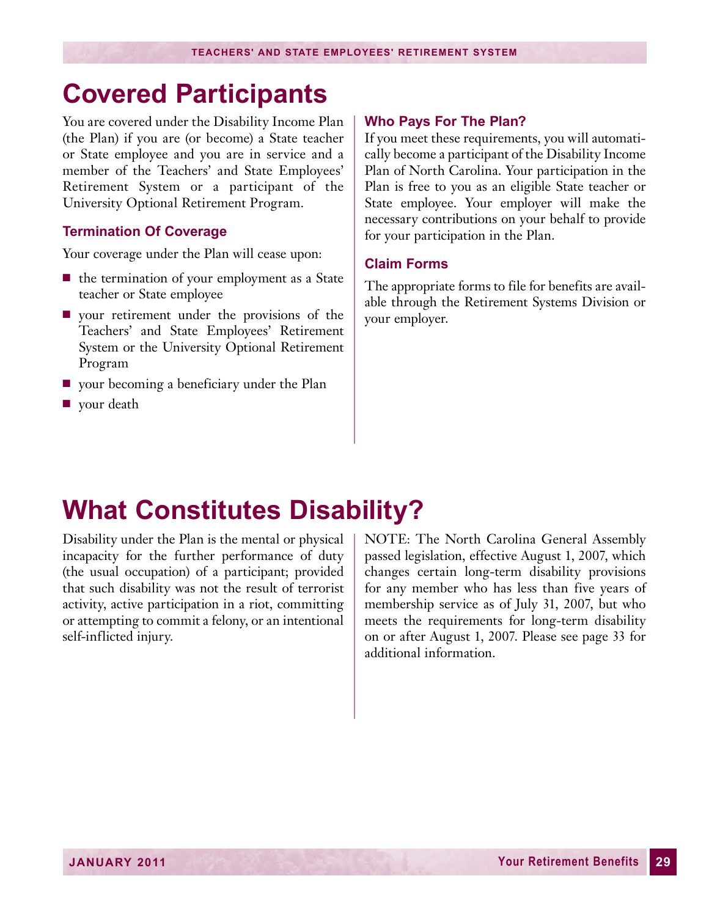# Covered Participants

You are covered under the Disability Income Plan (the Plan) if you are (or become) a State teacher or State employee and you are in service and a member of the Teachers' and State Employees' Retirement System or a participant of the University Optional Retirement Program.

### Termination Of Coverage

Your coverage under the Plan will cease upon:

- the termination of your employment as a State teacher or State employee
- your retirement under the provisions of the Teachers' and State Employees' Retirement System or the University Optional Retirement Program
- your becoming a beneficiary under the Plan
- your death

### Who Pays For The Plan?

If you meet these requirements, you will automatically become a participant of the Disability Income Plan of North Carolina. Your participation in the Plan is free to you as an eligible State teacher or State employee. Your employer will make the necessary contributions on your behalf to provide for your participation in the Plan.

### Claim Forms

The appropriate forms to file for benefits are available through the Retirement Systems Division or your employer.

# What Constitutes Disability?

Disability under the Plan is the mental or physical incapacity for the further performance of duty (the usual occupation) of a participant; provided that such disability was not the result of terrorist activity, active participation in a riot, committing or attempting to commit a felony, or an intentional self-inflicted injury.

NOTE: The North Carolina General Assembly passed legislation, effective August 1, 2007, which changes certain long-term disability provisions for any member who has less than five years of membership service as of July 31, 2007, but who meets the requirements for long-term disability on or after August 1, 2007. Please see page 33 for additional information.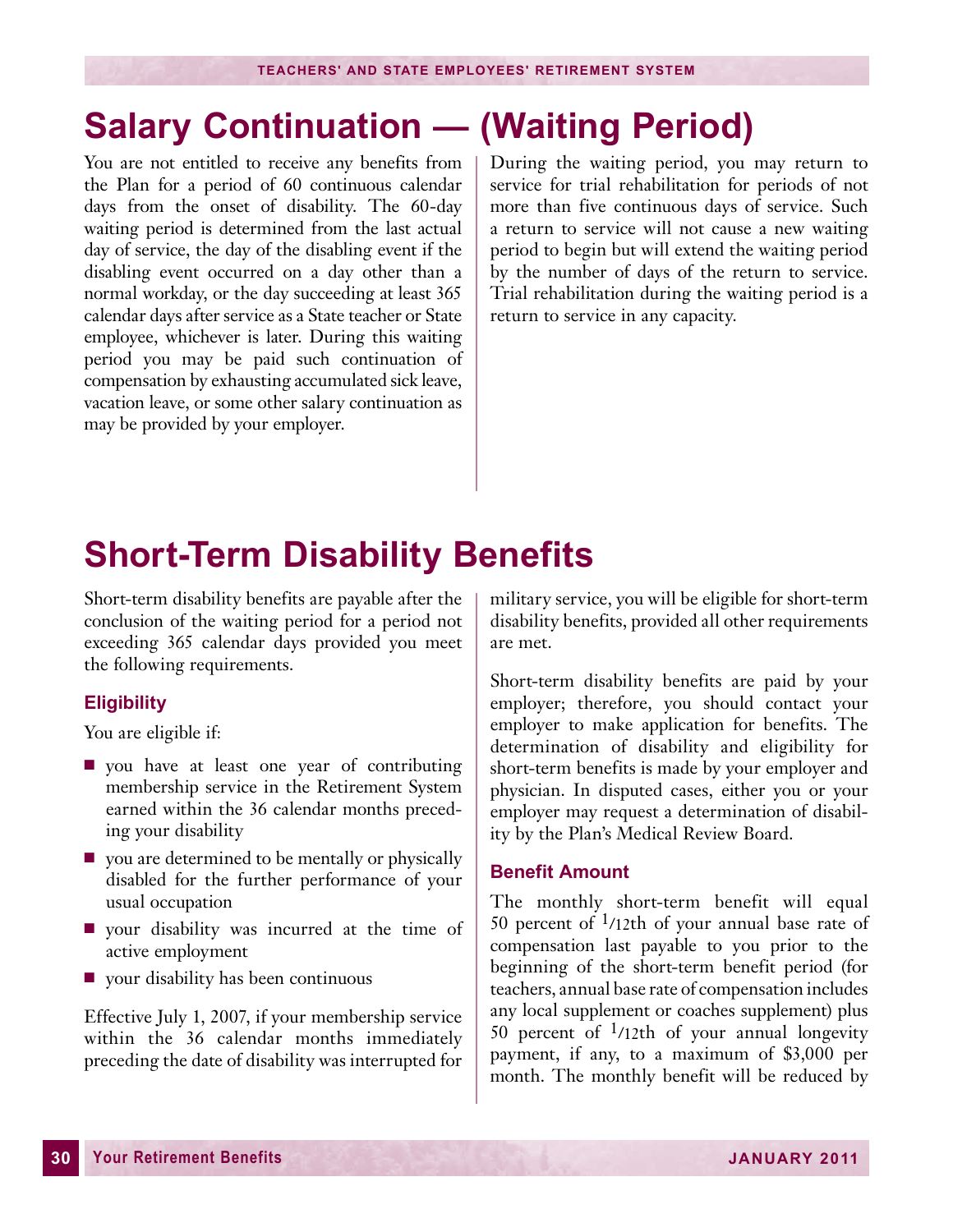# Salary Continuation — (Waiting Period)

You are not entitled to receive any benefits from the Plan for a period of 60 continuous calendar days from the onset of disability. The 60-day waiting period is determined from the last actual day of service, the day of the disabling event if the disabling event occurred on a day other than a normal workday, or the day succeeding at least 365 calendar days after service as a State teacher or State employee, whichever is later. During this waiting period you may be paid such continuation of compensation by exhausting accumulated sick leave, vacation leave, or some other salary continuation as may be provided by your employer.

During the waiting period, you may return to service for trial rehabilitation for periods of not more than five continuous days of service. Such a return to service will not cause a new waiting period to begin but will extend the waiting period by the number of days of the return to service. Trial rehabilitation during the waiting period is a return to service in any capacity.

# Short-Term Disability Benefits

Short-term disability benefits are payable after the conclusion of the waiting period for a period not exceeding 365 calendar days provided you meet the following requirements.

### Eligibility

You are eligible if:

- you have at least one year of contributing membership service in the Retirement System earned within the 36 calendar months preceding your disability
- you are determined to be mentally or physically disabled for the further performance of your usual occupation
- your disability was incurred at the time of active employment
- your disability has been continuous

Effective July 1, 2007, if your membership service within the 36 calendar months immediately preceding the date of disability was interrupted for military service, you will be eligible for short-term disability benefits, provided all other requirements are met.

Short-term disability benefits are paid by your employer; therefore, you should contact your employer to make application for benefits. The determination of disability and eligibility for short-term benefits is made by your employer and physician. In disputed cases, either you or your employer may request a determination of disability by the Plan's Medical Review Board.

### Benefit Amount

The monthly short-term benefit will equal 50 percent of 1/12th of your annual base rate of compensation last payable to you prior to the beginning of the short-term benefit period (for teachers, annual base rate of compensation includes any local supplement or coaches supplement) plus 50 percent of 1/12th of your annual longevity payment, if any, to a maximum of $3,000 per month. The monthly benefit will be reduced by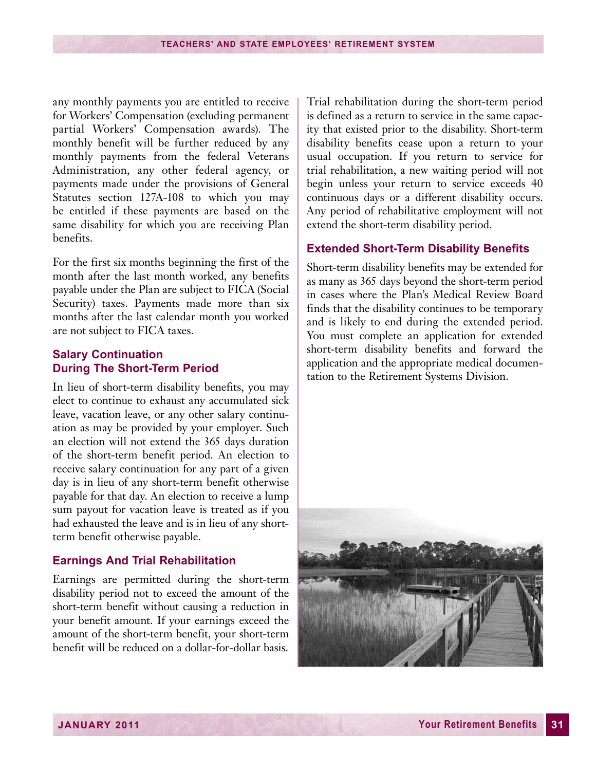any monthly payments you are entitled to receive for Workers' Compensation (excluding permanent partial Workers' Compensation awards). The monthly benefit will be further reduced by any monthly payments from the federal Veterans Administration, any other federal agency, or payments made under the provisions of General Statutes section 127A-108 to which you may be entitled if these payments are based on the same disability for which you are receiving Plan benefits.

For the first six months beginning the first of the month after the last month worked, any benefits payable under the Plan are subject to FICA (Social Security) taxes. Payments made more than six months after the last calendar month you worked are not subject to FICA taxes.

### Salary Continuation During The Short-Term Period

In lieu of short-term disability benefits, you may elect to continue to exhaust any accumulated sick leave, vacation leave, or any other salary continuation as may be provided by your employer. Such an election will not extend the 365 days duration of the short-term benefit period. An election to receive salary continuation for any part of a given day is in lieu of any short-term benefit otherwise payable for that day. An election to receive a lump sum payout for vacation leave is treated as if you had exhausted the leave and is in lieu of any short-term benefit otherwise payable.

### Earnings And Trial Rehabilitation

Earnings are permitted during the short-term disability period not to exceed the amount of the short-term benefit without causing a reduction in your benefit amount. If your earnings exceed the amount of the short-term benefit, your short-term benefit will be reduced on a dollar-for-dollar basis.

Trial rehabilitation during the short-term period is defined as a return to service in the same capacity that existed prior to the disability. Short-term disability benefits cease upon a return to your usual occupation. If you return to service for trial rehabilitation, a new waiting period will not begin unless your return to service exceeds 40 continuous days or a different disability occurs. Any period of rehabilitative employment will not extend the short-term disability period.

### Extended Short-Term Disability Benefits

Short-term disability benefits may be extended for as many as 365 days beyond the short-term period in cases where the Plan's Medical Review Board finds that the disability continues to be temporary and is likely to end during the extended period. You must complete an application for extended short-term disability benefits and forward the application and the appropriate medical documentation to the Retirement Systems Division.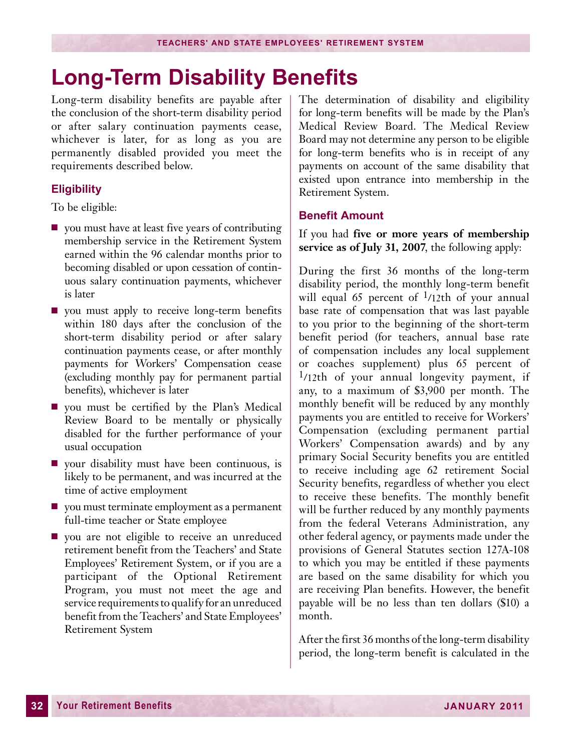# Long-Term Disability Benefits

Long-term disability benefits are payable after the conclusion of the short-term disability period or after salary continuation payments cease, whichever is later, for as long as you are permanently disabled provided you meet the requirements described below.

### Eligibility

To be eligible:

- you must have at least five years of contributing membership service in the Retirement System earned within the 96 calendar months prior to becoming disabled or upon cessation of continuous salary continuation payments, whichever is later
- you must apply to receive long-term benefits within 180 days after the conclusion of the short-term disability period or after salary continuation payments cease, or after monthly payments for Workers' Compensation cease (excluding monthly pay for permanent partial benefits), whichever is later
- you must be certified by the Plan's Medical Review Board to be mentally or physically disabled for the further performance of your usual occupation
- your disability must have been continuous, is likely to be permanent, and was incurred at the time of active employment
- you must terminate employment as a permanent full-time teacher or State employee
- you are not eligible to receive an unreduced retirement benefit from the Teachers' and State Employees' Retirement System, or if you are a participant of the Optional Retirement Program, you must not meet the age and service requirements to qualify for an unreduced benefit from the Teachers' and State Employees' Retirement System

The determination of disability and eligibility for long-term benefits will be made by the Plan's Medical Review Board. The Medical Review Board may not determine any person to be eligible for long-term benefits who is in receipt of any payments on account of the same disability that existed upon entrance into membership in the Retirement System.

### Benefit Amount

If you had **five or more years of membership service as of July 31, 2007**, the following apply:

During the first 36 months of the long-term disability period, the monthly long-term benefit will equal 65 percent of 1/12th of your annual base rate of compensation that was last payable to you prior to the beginning of the short-term benefit period (for teachers, annual base rate of compensation includes any local supplement or coaches supplement) plus 65 percent of 1/12th of your annual longevity payment, if any, to a maximum of $3,900 per month. The monthly benefit will be reduced by any monthly payments you are entitled to receive for Workers' Compensation (excluding permanent partial Workers' Compensation awards) and by any primary Social Security benefits you are entitled to receive including age 62 retirement Social Security benefits, regardless of whether you elect to receive these benefits. The monthly benefit will be further reduced by any monthly payments from the federal Veterans Administration, any other federal agency, or payments made under the provisions of General Statutes section 127A-108 to which you may be entitled if these payments are based on the same disability for which you are receiving Plan benefits. However, the benefit payable will be no less than ten dollars ($10) a month.

After the first 36 months of the long-term disability period, the long-term benefit is calculated in the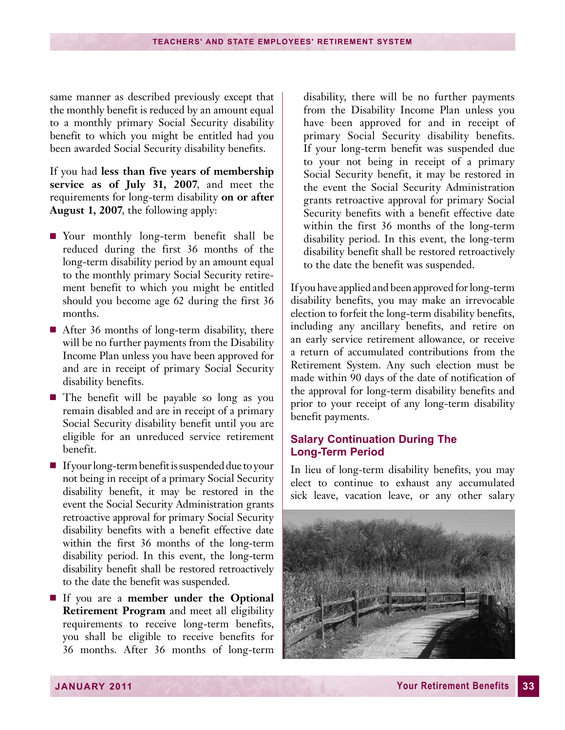same manner as described previously except that the monthly benefit is reduced by an amount equal to a monthly primary Social Security disability benefit to which you might be entitled had you been awarded Social Security disability benefits.

If you had **less than five years of membership service as of July 31, 2007**, and meet the requirements for long-term disability **on or after August 1, 2007**, the following apply:

- Your monthly long-term benefit shall be reduced during the first 36 months of the long-term disability period by an amount equal to the monthly primary Social Security retirement benefit to which you might be entitled should you become age 62 during the first 36 months.
- After 36 months of long-term disability, there will be no further payments from the Disability Income Plan unless you have been approved for and are in receipt of primary Social Security disability benefits.
- The benefit will be payable so long as you remain disabled and are in receipt of a primary Social Security disability benefit until you are eligible for an unreduced service retirement benefit.
- If your long-term benefit is suspended due to your not being in receipt of a primary Social Security disability benefit, it may be restored in the event the Social Security Administration grants retroactive approval for primary Social Security disability benefits with a benefit effective date within the first 36 months of the long-term disability period. In this event, the long-term disability benefit shall be restored retroactively to the date the benefit was suspended.
- If you are a **member under the Optional Retirement Program** and meet all eligibility requirements to receive long-term benefits, you shall be eligible to receive benefits for 36 months. After 36 months of long-term disability, there will be no further payments from the Disability Income Plan unless you have been approved for and in receipt of primary Social Security disability benefits. If your long-term benefit was suspended due to your not being in receipt of a primary Social Security benefit, it may be restored in the event the Social Security Administration grants retroactive approval for primary Social Security benefits with a benefit effective date within the first 36 months of the long-term disability period. In this event, the long-term disability benefit shall be restored retroactively to the date the benefit was suspended.

If you have applied and been approved for long-term disability benefits, you may make an irrevocable election to forfeit the long-term disability benefits, including any ancillary benefits, and retire on an early service retirement allowance, or receive a return of accumulated contributions from the Retirement System. Any such election must be made within 90 days of the date of notification of the approval for long-term disability benefits and prior to your receipt of any long-term disability benefit payments.

### Salary Continuation During The Long-Term Period

In lieu of long-term disability benefits, you may elect to continue to exhaust any accumulated sick leave, vacation leave, or any other salary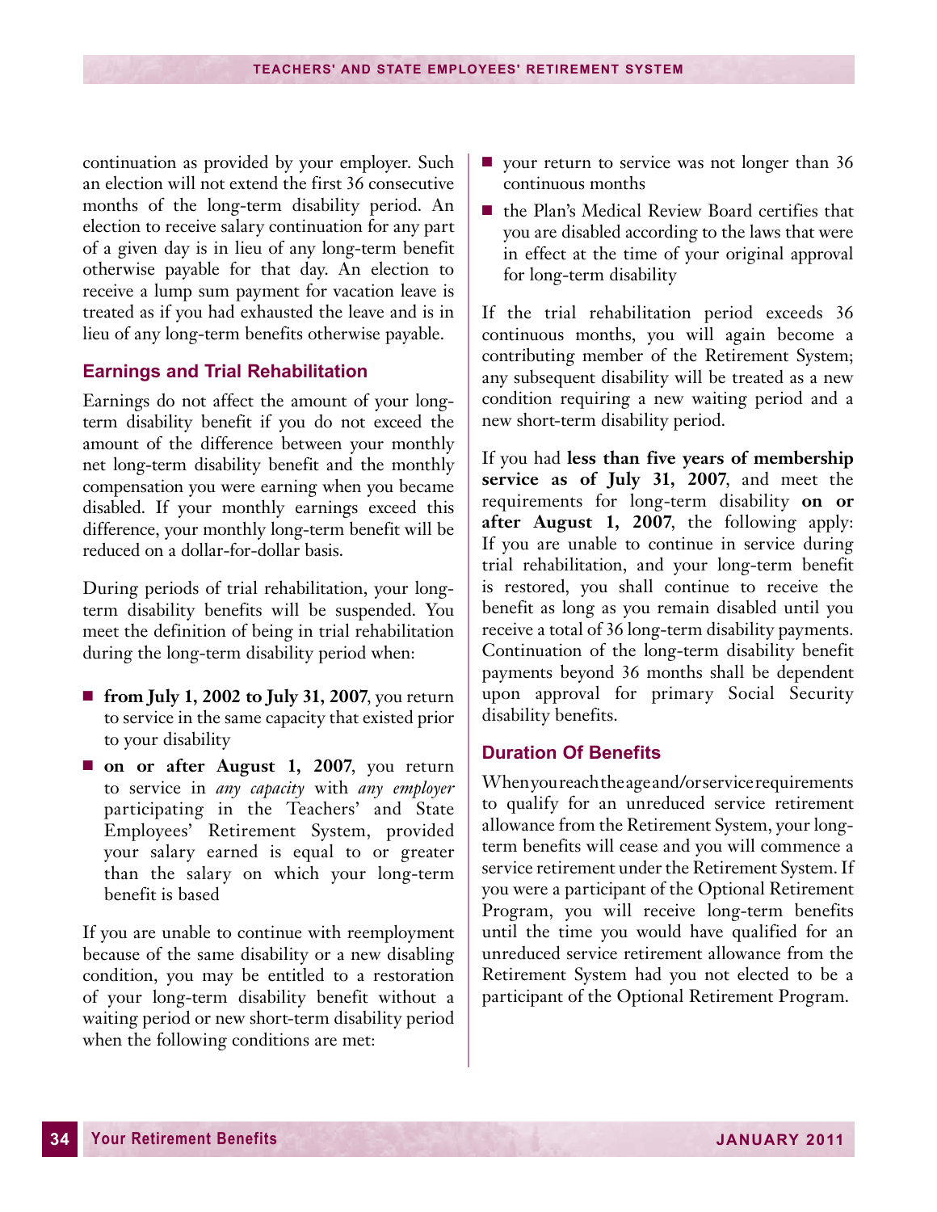continuation as provided by your employer. Such an election will not extend the first 36 consecutive months of the long-term disability period. An election to receive salary continuation for any part of a given day is in lieu of any long-term benefit otherwise payable for that day. An election to receive a lump sum payment for vacation leave is treated as if you had exhausted the leave and is in lieu of any long-term benefits otherwise payable.

### Earnings and Trial Rehabilitation

Earnings do not affect the amount of your long-term disability benefit if you do not exceed the amount of the difference between your monthly net long-term disability benefit and the monthly compensation you were earning when you became disabled. If your monthly earnings exceed this difference, your monthly long-term benefit will be reduced on a dollar-for-dollar basis.

During periods of trial rehabilitation, your long-term disability benefits will be suspended. You meet the definition of being in trial rehabilitation during the long-term disability period when:

- **from July 1, 2002 to July 31, 2007**, you return to service in the same capacity that existed prior to your disability
- **on or after August 1, 2007**, you return to service in *any capacity* with *any employer* participating in the Teachers' and State Employees' Retirement System, provided your salary earned is equal to or greater than the salary on which your long-term benefit is based

If you are unable to continue with reemployment because of the same disability or a new disabling condition, you may be entitled to a restoration of your long-term disability benefit without a waiting period or new short-term disability period when the following conditions are met:

- your return to service was not longer than 36 continuous months
- the Plan's Medical Review Board certifies that you are disabled according to the laws that were in effect at the time of your original approval for long-term disability

If the trial rehabilitation period exceeds 36 continuous months, you will again become a contributing member of the Retirement System; any subsequent disability will be treated as a new condition requiring a new waiting period and a new short-term disability period.

If you had **less than five years of membership service as of July 31, 2007**, and meet the requirements for long-term disability **on or after August 1, 2007**, the following apply: If you are unable to continue in service during trial rehabilitation, and your long-term benefit is restored, you shall continue to receive the benefit as long as you remain disabled until you receive a total of 36 long-term disability payments. Continuation of the long-term disability benefit payments beyond 36 months shall be dependent upon approval for primary Social Security disability benefits.

### Duration Of Benefits

When you reach the age and/or service requirements to qualify for an unreduced service retirement allowance from the Retirement System, your long-term benefits will cease and you will commence a service retirement under the Retirement System. If you were a participant of the Optional Retirement Program, you will receive long-term benefits until the time you would have qualified for an unreduced service retirement allowance from the Retirement System had you not elected to be a participant of the Optional Retirement Program.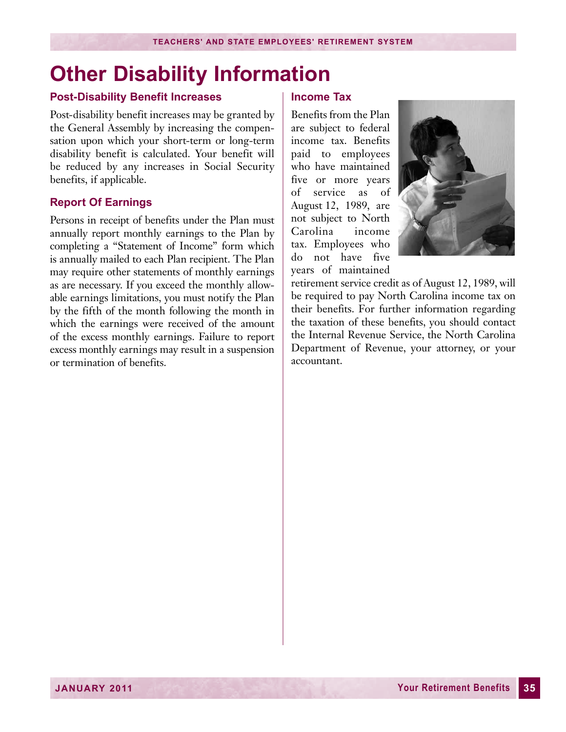# Other Disability Information

## Post-Disability Benefit Increases

Post-disability benefit increases may be granted by the General Assembly by increasing the compensation upon which your short-term or long-term disability benefit is calculated. Your benefit will be reduced by any increases in Social Security benefits, if applicable.

## Report Of Earnings

Persons in receipt of benefits under the Plan must annually report monthly earnings to the Plan by completing a "Statement of Income" form which is annually mailed to each Plan recipient. The Plan may require other statements of monthly earnings as are necessary. If you exceed the monthly allowable earnings limitations, you must notify the Plan by the fifth of the month following the month in which the earnings were received of the amount of the excess monthly earnings. Failure to report excess monthly earnings may result in a suspension or termination of benefits.

## Income Tax

Benefits from the Plan are subject to federal income tax. Benefits paid to employees who have maintained five or more years of service as of August 12, 1989, are not subject to North Carolina income tax. Employees who do not have five years of maintained retirement service credit as of August 12, 1989, will be required to pay North Carolina income tax on their benefits. For further information regarding the taxation of these benefits, you should contact the Internal Revenue Service, the North Carolina Department of Revenue, your attorney, or your accountant.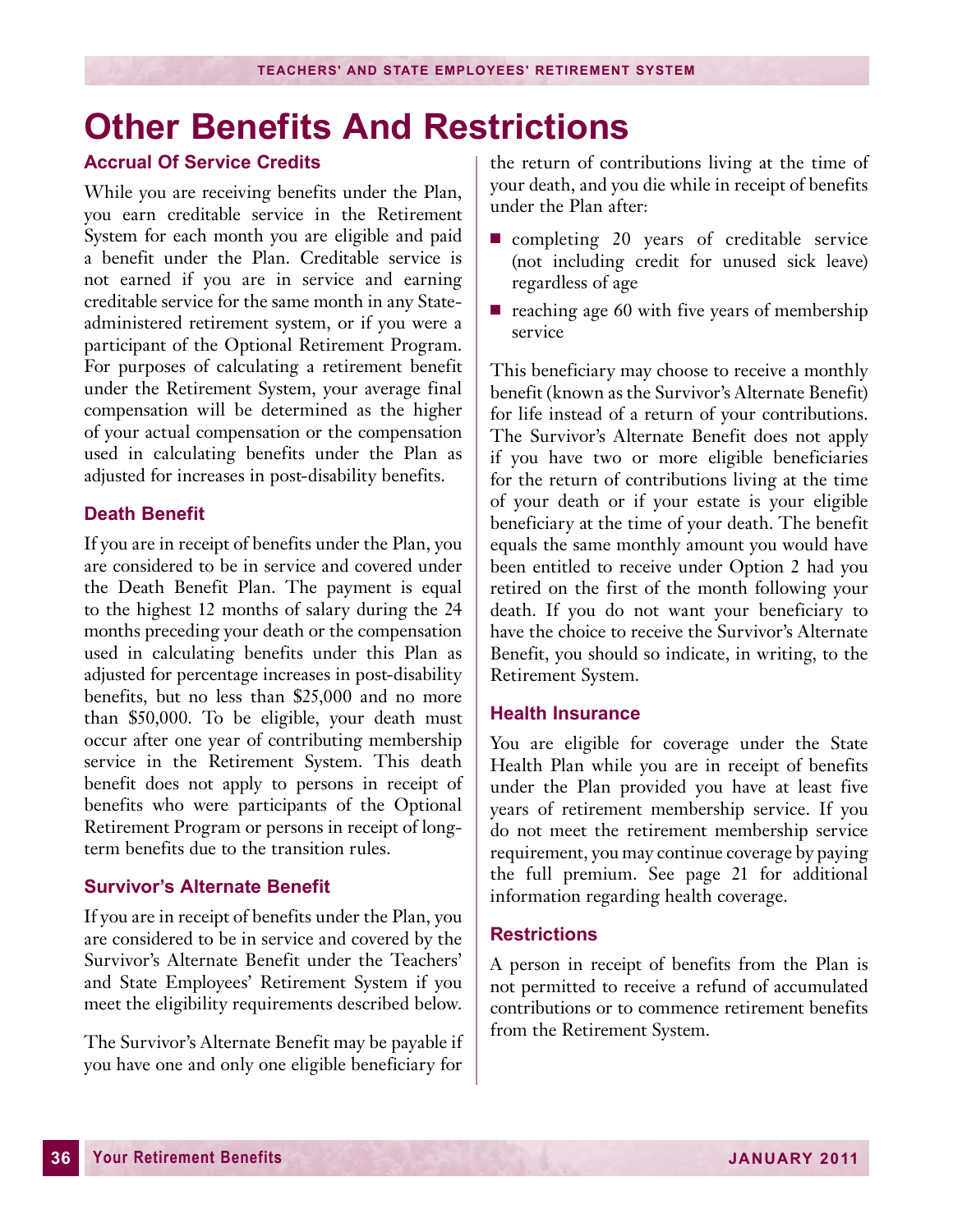# Other Benefits And Restrictions

### Accrual Of Service Credits

While you are receiving benefits under the Plan, you earn creditable service in the Retirement System for each month you are eligible and paid a benefit under the Plan. Creditable service is not earned if you are in service and earning creditable service for the same month in any State-administered retirement system, or if you were a participant of the Optional Retirement Program. For purposes of calculating a retirement benefit under the Retirement System, your average final compensation will be determined as the higher of your actual compensation or the compensation used in calculating benefits under the Plan as adjusted for increases in post-disability benefits.

### Death Benefit

If you are in receipt of benefits under the Plan, you are considered to be in service and covered under the Death Benefit Plan. The payment is equal to the highest 12 months of salary during the 24 months preceding your death or the compensation used in calculating benefits under this Plan as adjusted for percentage increases in post-disability benefits, but no less than $25,000 and no more than $50,000. To be eligible, your death must occur after one year of contributing membership service in the Retirement System. This death benefit does not apply to persons in receipt of benefits who were participants of the Optional Retirement Program or persons in receipt of long-term benefits due to the transition rules.

### Survivor's Alternate Benefit

If you are in receipt of benefits under the Plan, you are considered to be in service and covered by the Survivor's Alternate Benefit under the Teachers' and State Employees' Retirement System if you meet the eligibility requirements described below.

The Survivor's Alternate Benefit may be payable if you have one and only one eligible beneficiary for the return of contributions living at the time of your death, and you die while in receipt of benefits under the Plan after:

- completing 20 years of creditable service (not including credit for unused sick leave) regardless of age
- reaching age 60 with five years of membership service

This beneficiary may choose to receive a monthly benefit (known as the Survivor's Alternate Benefit) for life instead of a return of your contributions. The Survivor's Alternate Benefit does not apply if you have two or more eligible beneficiaries for the return of contributions living at the time of your death or if your estate is your eligible beneficiary at the time of your death. The benefit equals the same monthly amount you would have been entitled to receive under Option 2 had you retired on the first of the month following your death. If you do not want your beneficiary to have the choice to receive the Survivor's Alternate Benefit, you should so indicate, in writing, to the Retirement System.

### Health Insurance

You are eligible for coverage under the State Health Plan while you are in receipt of benefits under the Plan provided you have at least five years of retirement membership service. If you do not meet the retirement membership service requirement, you may continue coverage by paying the full premium. See page 21 for additional information regarding health coverage.

### Restrictions

A person in receipt of benefits from the Plan is not permitted to receive a refund of accumulated contributions or to commence retirement benefits from the Retirement System.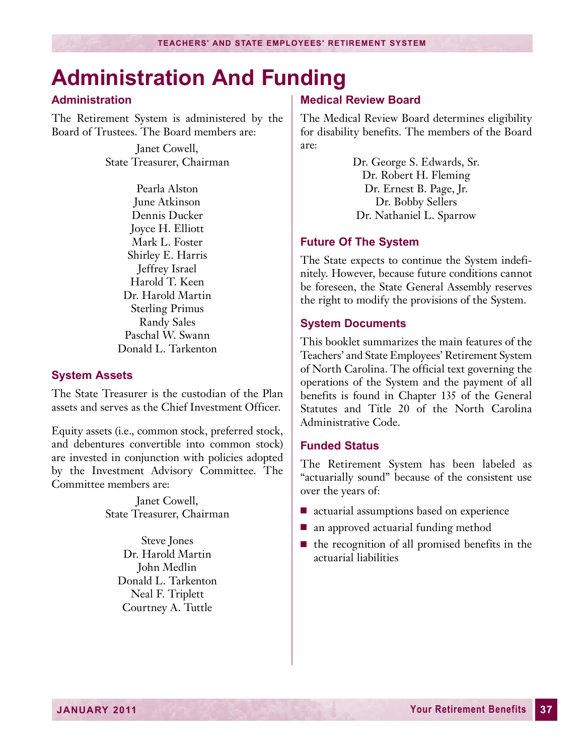# Administration And Funding

## Administration

The Retirement System is administered by the Board of Trustees. The Board members are:

Janet Cowell,
State Treasurer, Chairman

Pearla Alston
June Atkinson
Dennis Ducker
Joyce H. Elliott
Mark L. Foster
Shirley E. Harris
Jeffrey Israel
Harold T. Keen
Dr. Harold Martin
Sterling Primus
Randy Sales
Paschal W. Swann
Donald L. Tarkenton

## System Assets

The State Treasurer is the custodian of the Plan assets and serves as the Chief Investment Officer.

Equity assets (i.e., common stock, preferred stock, and debentures convertible into common stock) are invested in conjunction with policies adopted by the Investment Advisory Committee. The Committee members are:

Janet Cowell,
State Treasurer, Chairman

Steve Jones
Dr. Harold Martin
John Medlin
Donald L. Tarkenton
Neal F. Triplett
Courtney A. Tuttle

## Medical Review Board

The Medical Review Board determines eligibility for disability benefits. The members of the Board are:

Dr. George S. Edwards, Sr.
Dr. Robert H. Fleming
Dr. Ernest B. Page, Jr.
Dr. Bobby Sellers
Dr. Nathaniel L. Sparrow

## Future Of The System

The State expects to continue the System indefinitely. However, because future conditions cannot be foreseen, the State General Assembly reserves the right to modify the provisions of the System.

## System Documents

This booklet summarizes the main features of the Teachers' and State Employees' Retirement System of North Carolina. The official text governing the operations of the System and the payment of all benefits is found in Chapter 135 of the General Statutes and Title 20 of the North Carolina Administrative Code.

## Funded Status

The Retirement System has been labeled as "actuarially sound" because of the consistent use over the years of:

- actuarial assumptions based on experience
- an approved actuarial funding method
- the recognition of all promised benefits in the actuarial liabilities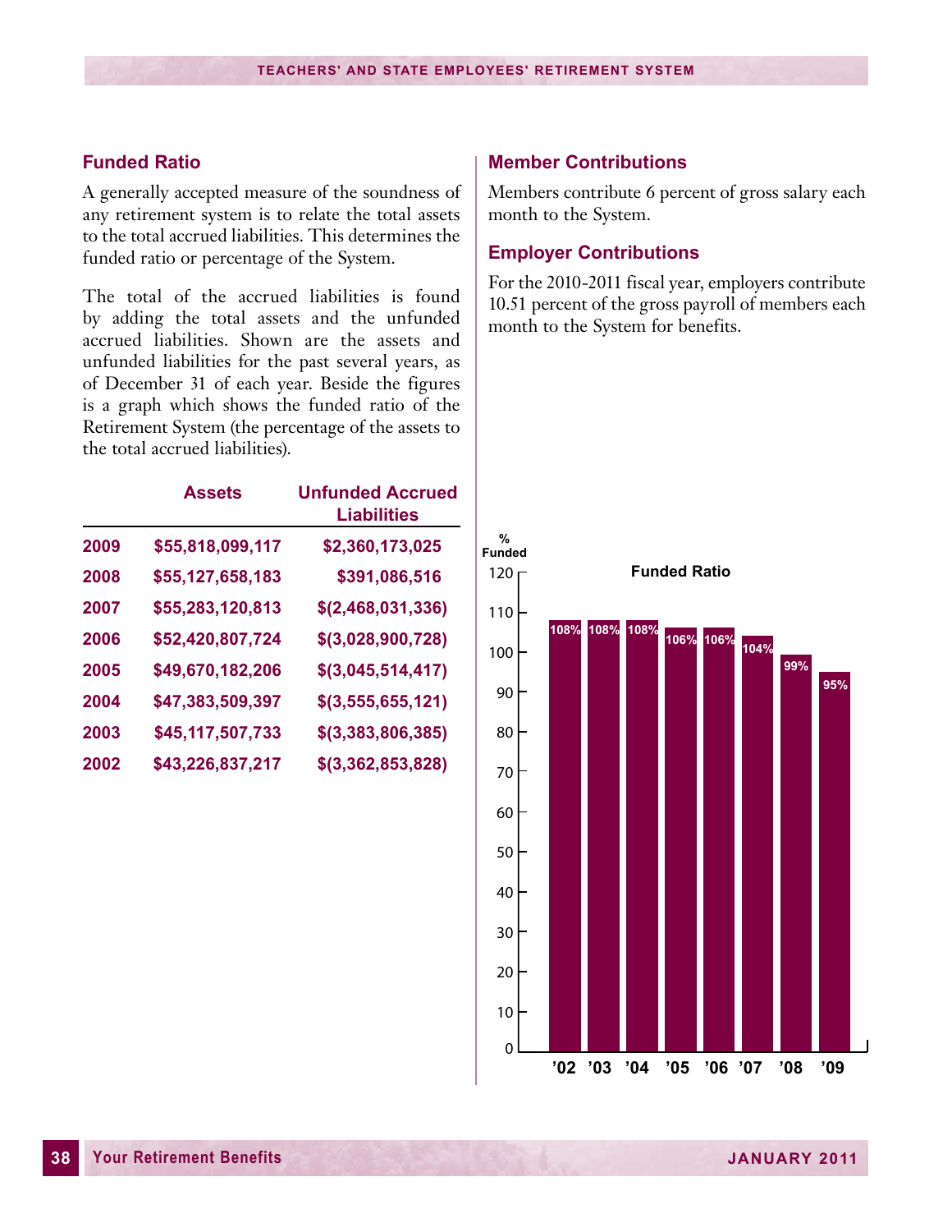## Funded Ratio

A generally accepted measure of the soundness of any retirement system is to relate the total assets to the total accrued liabilities. This determines the funded ratio or percentage of the System.

The total of the accrued liabilities is found by adding the total assets and the unfunded accrued liabilities. Shown are the assets and unfunded liabilities for the past several years, as of December 31 of each year. Beside the figures is a graph which shows the funded ratio of the Retirement System (the percentage of the assets to the total accrued liabilities).

| | Assets | Unfunded Accrued Liabilities |
|---|---|---|
| 2009 | $55,818,099,117 | $2,360,173,025 |
| 2008 | $55,127,658,183 | $391,086,516 |
| 2007 | $55,283,120,813 | $(2,468,031,336) |
| 2006 | $52,420,807,724 | $(3,028,900,728) |
| 2005 | $49,670,182,206 | $(3,045,514,417) |
| 2004 | $47,383,509,397 | $(3,555,655,121) |
| 2003 | $45,117,507,733 | $(3,383,806,385) |
| 2002 | $43,226,837,217 | $(3,362,853,828) |

**Funded Ratio**

| Year | % Funded |
|---|---|
| '02 | 108% |
| '03 | 108% |
| '04 | 108% |
| '05 | 106% |
| '06 | 106% |
| '07 | 104% |
| '08 | 99% |
| '09 | 95% |

## Member Contributions

Members contribute 6 percent of gross salary each month to the System.

## Employer Contributions

For the 2010-2011 fiscal year, employers contribute 10.51 percent of the gross payroll of members each month to the System for benefits.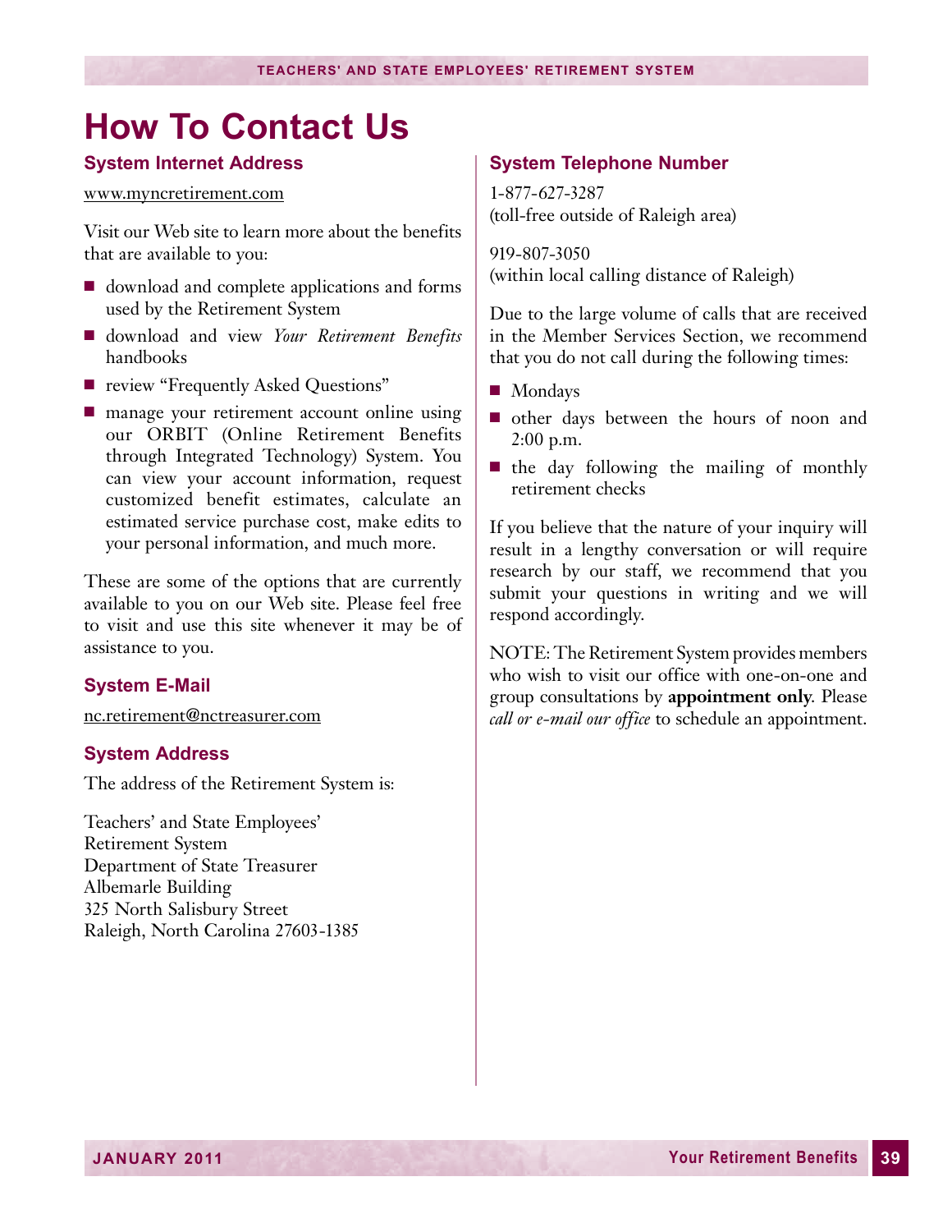# How To Contact Us

## System Internet Address

www.myncretirement.com

Visit our Web site to learn more about the benefits that are available to you:

- download and complete applications and forms used by the Retirement System
- download and view *Your Retirement Benefits* handbooks
- review "Frequently Asked Questions"
- manage your retirement account online using our ORBIT (Online Retirement Benefits through Integrated Technology) System. You can view your account information, request customized benefit estimates, calculate an estimated service purchase cost, make edits to your personal information, and much more.

These are some of the options that are currently available to you on our Web site. Please feel free to visit and use this site whenever it may be of assistance to you.

## System E-Mail

nc.retirement@nctreasurer.com

## System Address

The address of the Retirement System is:

Teachers' and State Employees'
Retirement System
Department of State Treasurer
Albemarle Building
325 North Salisbury Street
Raleigh, North Carolina 27603-1385

## System Telephone Number

1-877-627-3287
(toll-free outside of Raleigh area)

919-807-3050
(within local calling distance of Raleigh)

Due to the large volume of calls that are received in the Member Services Section, we recommend that you do not call during the following times:

- Mondays
- other days between the hours of noon and 2:00 p.m.
- the day following the mailing of monthly retirement checks

If you believe that the nature of your inquiry will result in a lengthy conversation or will require research by our staff, we recommend that you submit your questions in writing and we will respond accordingly.

NOTE: The Retirement System provides members who wish to visit our office with one-on-one and group consultations by **appointment only**. Please *call or e-mail our office* to schedule an appointment.